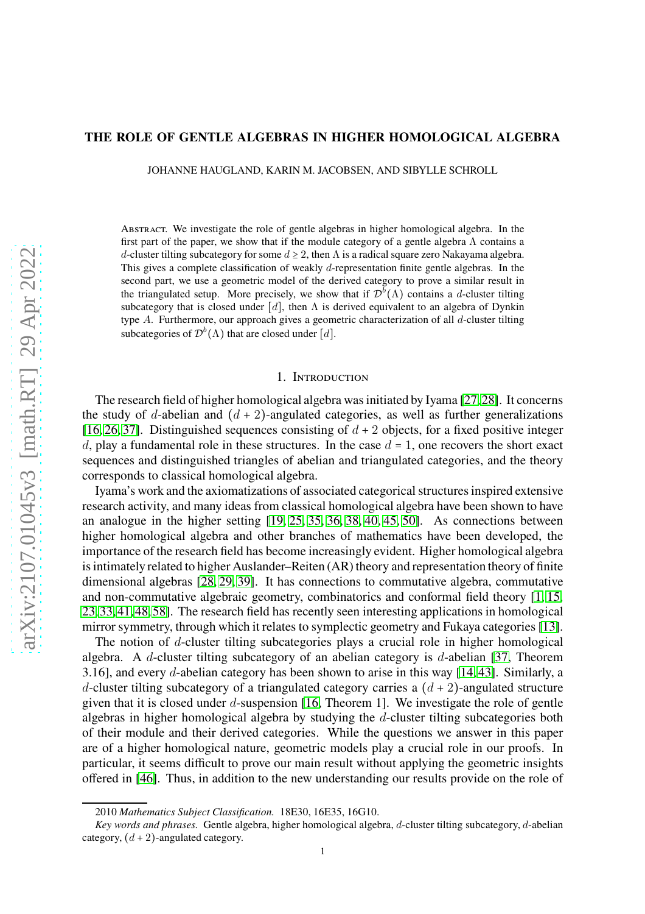# THE ROLE OF GENTLE ALGEBRAS IN HIGHER HOMOLOGICAL ALGEBRA

JOHANNE HAUGLAND, KARIN M. JACOBSEN, AND SIBYLLE SCHROLL

Abstract. We investigate the role of gentle algebras in higher homological algebra. In the first part of the paper, we show that if the module category of a gentle algebra $\Lambda$ contains a $d$-cluster tilting subcategory for some $d \geq 2$, then $\Lambda$ is a radical square zero Nakayama algebra. This gives a complete classification of weakly $d$-representation finite gentle algebras. In the second part, we use a geometric model of the derived category to prove a similar result in the triangulated setup. More precisely, we show that if $\mathcal{D}^b(\Lambda)$ contains a $d$-cluster tilting subcategory that is closed under $[d]$, then $\Lambda$ is derived equivalent to an algebra of Dynkin type $A$. Furthermore, our approach gives a geometric characterization of all $d$-cluster tilting subcategories of $\mathcal{D}^b(\Lambda)$ that are closed under $[d]$.

## 1. Introduction

The research field of higher homological algebra was initiated by Iyama [27, 28]. It concerns the study of $d$-abelian and $(d + 2)$-angulated categories, as well as further generalizations [16, 26, 37]. Distinguished sequences consisting of $d + 2$ objects, for a fixed positive integer $d$, play a fundamental role in these structures. In the case $d = 1$, one recovers the short exact sequences and distinguished triangles of abelian and triangulated categories, and the theory corresponds to classical homological algebra.

Iyama's work and the axiomatizations of associated categorical structures inspired extensive research activity, and many ideas from classical homological algebra have been shown to have an analogue in the higher setting [19, 25, 35, 36, 38, 40, 45, 50]. As connections between higher homological algebra and other branches of mathematics have been developed, the importance of the research field has become increasingly evident. Higher homological algebra is intimately related to higher Auslander–Reiten (AR) theory and representation theory of finite dimensional algebras [28, 29, 39]. It has connections to commutative algebra, commutative and non-commutative algebraic geometry, combinatorics and conformal field theory [1, 15, 23, 33, 41, 48, 58]. The research field has recently seen interesting applications in homological mirror symmetry, through which it relates to symplectic geometry and Fukaya categories [13].

The notion of $d$-cluster tilting subcategories plays a crucial role in higher homological algebra. A $d$-cluster tilting subcategory of an abelian category is $d$-abelian [37, Theorem 3.16], and every $d$-abelian category has been shown to arise in this way [14, 43]. Similarly, a $d$-cluster tilting subcategory of a triangulated category carries a $(d + 2)$-angulated structure given that it is closed under $d$-suspension [16, Theorem 1]. We investigate the role of gentle algebras in higher homological algebra by studying the $d$-cluster tilting subcategories both of their module and their derived categories. While the questions we answer in this paper are of a higher homological nature, geometric models play a crucial role in our proofs. In particular, it seems difficult to prove our main result without applying the geometric insights offered in [46]. Thus, in addition to the new understanding our results provide on the role of

---

2010 *Mathematics Subject Classification.* 18E30, 16E35, 16G10.

*Key words and phrases.* Gentle algebra, higher homological algebra, $d$-cluster tilting subcategory, $d$-abelian category, $(d + 2)$-angulated category.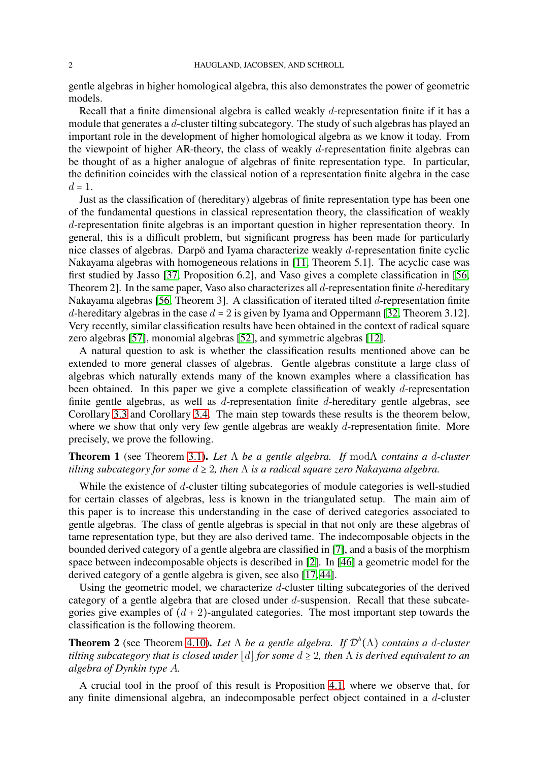gentle algebras in higher homological algebra, this also demonstrates the power of geometric models.

Recall that a finite dimensional algebra is called weakly $d$-representation finite if it has a module that generates a $d$-cluster tilting subcategory. The study of such algebras has played an important role in the development of higher homological algebra as we know it today. From the viewpoint of higher AR-theory, the class of weakly $d$-representation finite algebras can be thought of as a higher analogue of algebras of finite representation type. In particular, the definition coincides with the classical notion of a representation finite algebra in the case $d = 1$.

Just as the classification of (hereditary) algebras of finite representation type has been one of the fundamental questions in classical representation theory, the classification of weakly $d$-representation finite algebras is an important question in higher representation theory. In general, this is a difficult problem, but significant progress has been made for particularly nice classes of algebras. Darpö and Iyama characterize weakly $d$-representation finite cyclic Nakayama algebras with homogeneous relations in [11, Theorem 5.1]. The acyclic case was first studied by Jasso [37, Proposition 6.2], and Vaso gives a complete classification in [56, Theorem 2]. In the same paper, Vaso also characterizes all $d$-representation finite $d$-hereditary Nakayama algebras [56, Theorem 3]. A classification of iterated tilted $d$-representation finite $d$-hereditary algebras in the case $d = 2$ is given by Iyama and Oppermann [32, Theorem 3.12]. Very recently, similar classification results have been obtained in the context of radical square zero algebras [57], monomial algebras [52], and symmetric algebras [12].

A natural question to ask is whether the classification results mentioned above can be extended to more general classes of algebras. Gentle algebras constitute a large class of algebras which naturally extends many of the known examples where a classification has been obtained. In this paper we give a complete classification of weakly $d$-representation finite gentle algebras, as well as $d$-representation finite $d$-hereditary gentle algebras, see Corollary 3.3 and Corollary 3.4. The main step towards these results is the theorem below, where we show that only very few gentle algebras are weakly $d$-representation finite. More precisely, we prove the following.

**Theorem 1** (see Theorem 3.1). *Let $\Lambda$ be a gentle algebra. If $\operatorname{mod}\Lambda$ contains a $d$-cluster tilting subcategory for some $d \geq 2$, then $\Lambda$ is a radical square zero Nakayama algebra.*

While the existence of $d$-cluster tilting subcategories of module categories is well-studied for certain classes of algebras, less is known in the triangulated setup. The main aim of this paper is to increase this understanding in the case of derived categories associated to gentle algebras. The class of gentle algebras is special in that not only are these algebras of tame representation type, but they are also derived tame. The indecomposable objects in the bounded derived category of a gentle algebra are classified in [7], and a basis of the morphism space between indecomposable objects is described in [2]. In [46] a geometric model for the derived category of a gentle algebra is given, see also [17, 44].

Using the geometric model, we characterize $d$-cluster tilting subcategories of the derived category of a gentle algebra that are closed under $d$-suspension. Recall that these subcategories give examples of $(d + 2)$-angulated categories. The most important step towards the classification is the following theorem.

**Theorem 2** (see Theorem 4.10). *Let $\Lambda$ be a gentle algebra. If $\mathcal{D}^b(\Lambda)$ contains a $d$-cluster tilting subcategory that is closed under $[d]$ for some $d \geq 2$, then $\Lambda$ is derived equivalent to an algebra of Dynkin type $A$.*

A crucial tool in the proof of this result is Proposition 4.1, where we observe that, for any finite dimensional algebra, an indecomposable perfect object contained in a $d$-cluster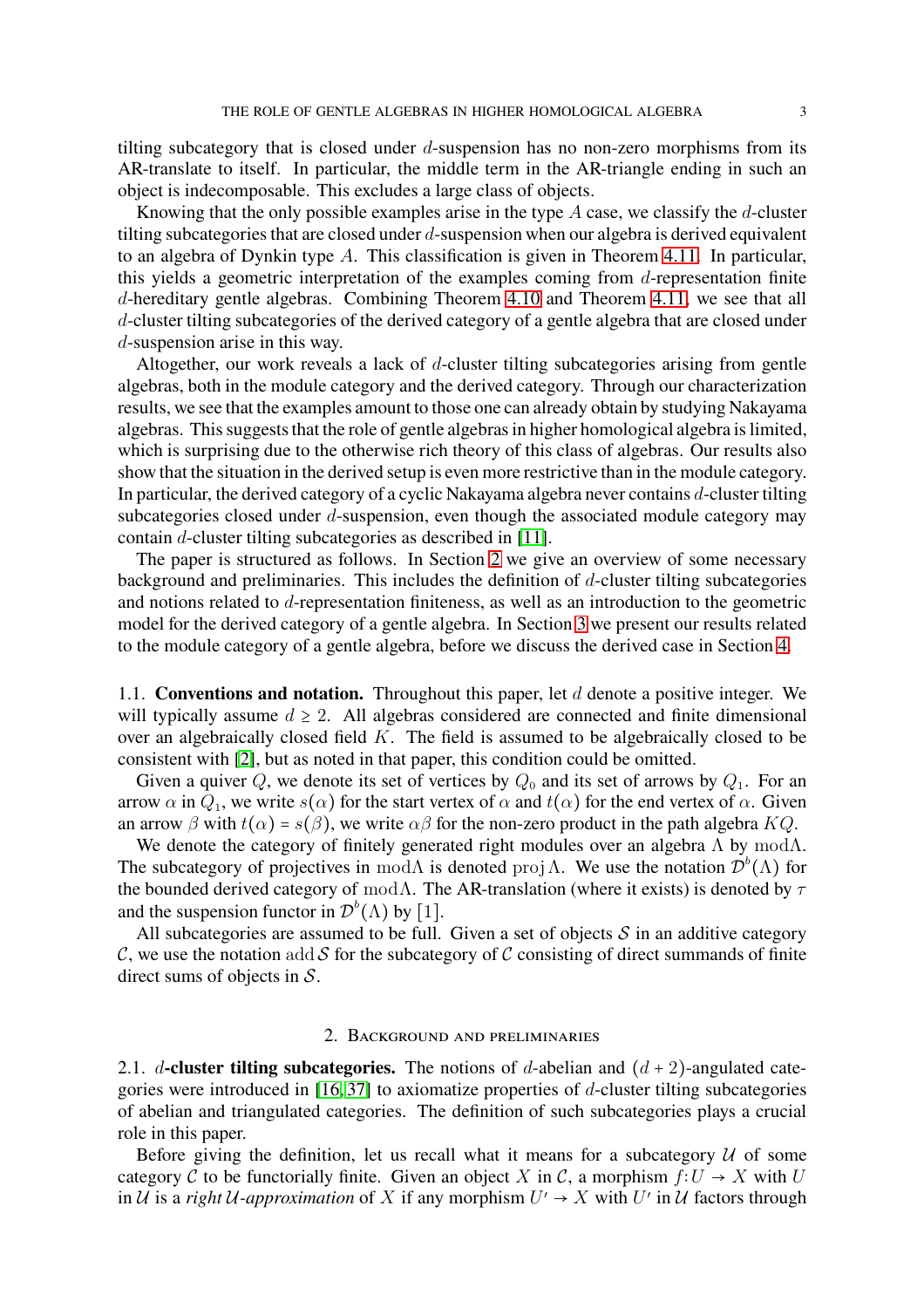tilting subcategory that is closed under $d$-suspension has no non-zero morphisms from its AR-translate to itself. In particular, the middle term in the AR-triangle ending in such an object is indecomposable. This excludes a large class of objects.

Knowing that the only possible examples arise in the type $A$ case, we classify the $d$-cluster tilting subcategories that are closed under $d$-suspension when our algebra is derived equivalent to an algebra of Dynkin type $A$. This classification is given in Theorem 4.11. In particular, this yields a geometric interpretation of the examples coming from $d$-representation finite $d$-hereditary gentle algebras. Combining Theorem 4.10 and Theorem 4.11, we see that all $d$-cluster tilting subcategories of the derived category of a gentle algebra that are closed under $d$-suspension arise in this way.

Altogether, our work reveals a lack of $d$-cluster tilting subcategories arising from gentle algebras, both in the module category and the derived category. Through our characterization results, we see that the examples amount to those one can already obtain by studying Nakayama algebras. This suggests that the role of gentle algebras in higher homological algebra is limited, which is surprising due to the otherwise rich theory of this class of algebras. Our results also show that the situation in the derived setup is even more restrictive than in the module category. In particular, the derived category of a cyclic Nakayama algebra never contains $d$-cluster tilting subcategories closed under $d$-suspension, even though the associated module category may contain $d$-cluster tilting subcategories as described in [11].

The paper is structured as follows. In Section 2 we give an overview of some necessary background and preliminaries. This includes the definition of $d$-cluster tilting subcategories and notions related to $d$-representation finiteness, as well as an introduction to the geometric model for the derived category of a gentle algebra. In Section 3 we present our results related to the module category of a gentle algebra, before we discuss the derived case in Section 4.

### 1.1. Conventions and notation.

Throughout this paper, let $d$ denote a positive integer. We will typically assume $d \geq 2$. All algebras considered are connected and finite dimensional over an algebraically closed field $K$. The field is assumed to be algebraically closed to be consistent with [2], but as noted in that paper, this condition could be omitted.

Given a quiver $Q$, we denote its set of vertices by $Q_0$ and its set of arrows by $Q_1$. For an arrow $\alpha$ in $Q_1$, we write $s(\alpha)$ for the start vertex of $\alpha$ and $t(\alpha)$ for the end vertex of $\alpha$. Given an arrow $\beta$ with $t(\alpha) = s(\beta)$, we write $\alpha\beta$ for the non-zero product in the path algebra $KQ$.

We denote the category of finitely generated right modules over an algebra $\Lambda$ by $\operatorname{mod}\Lambda$. The subcategory of projectives in $\operatorname{mod}\Lambda$ is denoted $\operatorname{proj}\Lambda$. We use the notation $\mathcal{D}^b(\Lambda)$ for the bounded derived category of $\operatorname{mod}\Lambda$. The AR-translation (where it exists) is denoted by $\tau$ and the suspension functor in $\mathcal{D}^b(\Lambda)$ by $[1]$.

All subcategories are assumed to be full. Given a set of objects $\mathcal{S}$ in an additive category $\mathcal{C}$, we use the notation $\operatorname{add}\mathcal{S}$ for the subcategory of $\mathcal{C}$ consisting of direct summands of finite direct sums of objects in $\mathcal{S}$.

## 2. Background and preliminaries

### 2.1. $d$-cluster tilting subcategories.

The notions of $d$-abelian and $(d+2)$-angulated categories were introduced in [16, 37] to axiomatize properties of $d$-cluster tilting subcategories of abelian and triangulated categories. The definition of such subcategories plays a crucial role in this paper.

Before giving the definition, let us recall what it means for a subcategory $\mathcal{U}$ of some category $\mathcal{C}$ to be functorially finite. Given an object $X$ in $\mathcal{C}$, a morphism $f\colon U \to X$ with $U$ in $\mathcal{U}$ is a *right $\mathcal{U}$-approximation* of $X$ if any morphism $U' \to X$ with $U'$ in $\mathcal{U}$ factors through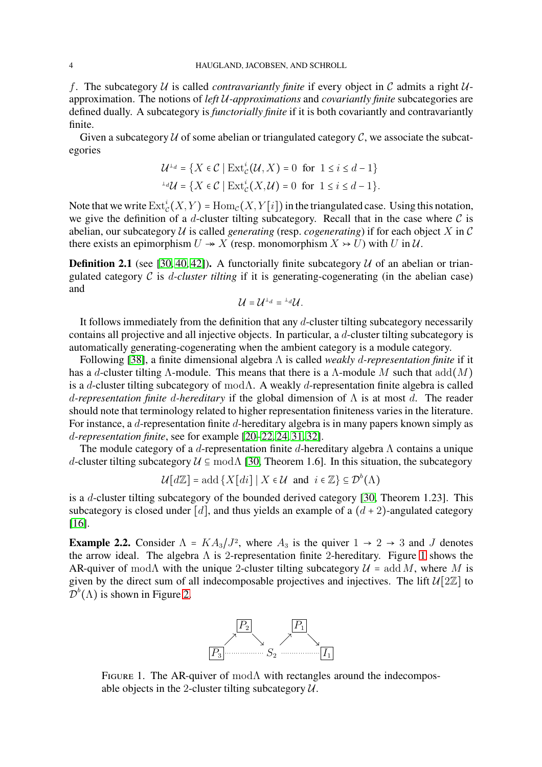$f$. The subcategory $\mathcal{U}$ is called *contravariantly finite* if every object in $\mathcal{C}$ admits a right $\mathcal{U}$-approximation. The notions of *left $\mathcal{U}$-approximations* and *covariantly finite* subcategories are defined dually. A subcategory is *functorially finite* if it is both covariantly and contravariantly finite.

Given a subcategory $\mathcal{U}$ of some abelian or triangulated category $\mathcal{C}$, we associate the subcategories

$$\mathcal{U}^{\perp_d} = \{X \in \mathcal{C} \mid \operatorname{Ext}^i_{\mathcal{C}}(\mathcal{U}, X) = 0 \text{ for } 1 \leq i \leq d-1\}$$
$${}^{\perp_d}\mathcal{U} = \{X \in \mathcal{C} \mid \operatorname{Ext}^i_{\mathcal{C}}(X, \mathcal{U}) = 0 \text{ for } 1 \leq i \leq d-1\}.$$

Note that we write $\operatorname{Ext}^i_{\mathcal{C}}(X,Y) = \operatorname{Hom}_{\mathcal{C}}(X, Y[i])$ in the triangulated case. Using this notation, we give the definition of a $d$-cluster tilting subcategory. Recall that in the case where $\mathcal{C}$ is abelian, our subcategory $\mathcal{U}$ is called *generating* (resp. *cogenerating*) if for each object $X$ in $\mathcal{C}$ there exists an epimorphism $U \twoheadrightarrow X$ (resp. monomorphism $X \rightarrowtail U$) with $U$ in $\mathcal{U}$.

**Definition 2.1** (see [30, 40, 42])**.** A functorially finite subcategory $\mathcal{U}$ of an abelian or triangulated category $\mathcal{C}$ is *$d$-cluster tilting* if it is generating-cogenerating (in the abelian case) and

$$\mathcal{U} = \mathcal{U}^{\perp_d} = {}^{\perp_d}\mathcal{U}.$$

It follows immediately from the definition that any $d$-cluster tilting subcategory necessarily contains all projective and all injective objects. In particular, a $d$-cluster tilting subcategory is automatically generating-cogenerating when the ambient category is a module category.

Following [38], a finite dimensional algebra $\Lambda$ is called *weakly $d$-representation finite* if it has a $d$-cluster tilting $\Lambda$-module. This means that there is a $\Lambda$-module $M$ such that $\operatorname{add}(M)$ is a $d$-cluster tilting subcategory of $\operatorname{mod}\Lambda$. A weakly $d$-representation finite algebra is called *$d$-representation finite $d$-hereditary* if the global dimension of $\Lambda$ is at most $d$. The reader should note that terminology related to higher representation finiteness varies in the literature. For instance, a $d$-representation finite $d$-hereditary algebra is in many papers known simply as *$d$-representation finite*, see for example [20–22, 24, 31, 32].

The module category of a $d$-representation finite $d$-hereditary algebra $\Lambda$ contains a unique $d$-cluster tilting subcategory $\mathcal{U} \subseteq \operatorname{mod}\Lambda$ [30, Theorem 1.6]. In this situation, the subcategory

$$\mathcal{U}[d\mathbb{Z}] = \operatorname{add}\{X[di] \mid X \in \mathcal{U} \text{ and } i \in \mathbb{Z}\} \subseteq \mathcal{D}^b(\Lambda)$$

is a $d$-cluster tilting subcategory of the bounded derived category [30, Theorem 1.23]. This subcategory is closed under $[d]$, and thus yields an example of a $(d+2)$-angulated category [16].

**Example 2.2.** Consider $\Lambda = KA_3/J^2$, where $A_3$ is the quiver $1 \to 2 \to 3$ and $J$ denotes the arrow ideal. The algebra $\Lambda$ is 2-representation finite 2-hereditary. Figure 1 shows the AR-quiver of $\operatorname{mod}\Lambda$ with the unique 2-cluster tilting subcategory $\mathcal{U} = \operatorname{add} M$, where $M$ is given by the direct sum of all indecomposable projectives and injectives. The lift $\mathcal{U}[2\mathbb{Z}]$ to $\mathcal{D}^b(\Lambda)$ is shown in Figure 2.

$$\begin{array}{ccccccc} & \boxed{P_2} & & & \boxed{P_1} & & \\ \nearrow & & \searrow & \nearrow & & \searrow & \\ \boxed{P_3} & \cdots\cdots & S_2 & \cdots\cdots & & & \boxed{I_1} \end{array}$$

FIGURE 1. The AR-quiver of $\operatorname{mod}\Lambda$ with rectangles around the indecomposable objects in the 2-cluster tilting subcategory $\mathcal{U}$.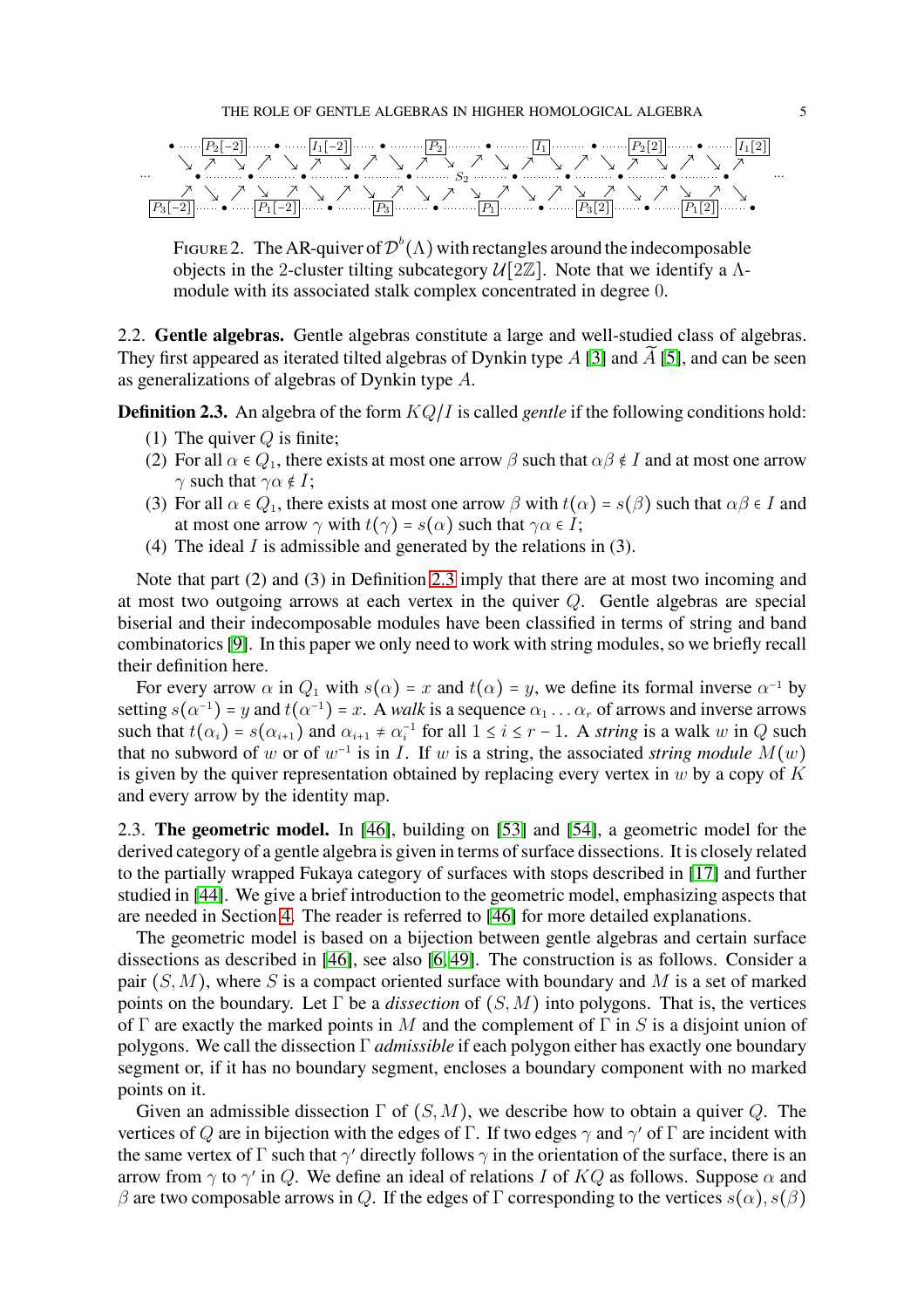FIGURE 2. The AR-quiver of $\mathcal{D}^b(\Lambda)$ with rectangles around the indecomposable objects in the 2-cluster tilting subcategory $\mathcal{U}[2\mathbb{Z}]$. Note that we identify a $\Lambda$-module with its associated stalk complex concentrated in degree 0.

2.2. **Gentle algebras.** Gentle algebras constitute a large and well-studied class of algebras. They first appeared as iterated tilted algebras of Dynkin type $A$ [3] and $\widetilde{A}$ [5], and can be seen as generalizations of algebras of Dynkin type $A$.

**Definition 2.3.** An algebra of the form $KQ/I$ is called *gentle* if the following conditions hold:

(1) The quiver $Q$ is finite;
(2) For all $\alpha \in Q_1$, there exists at most one arrow $\beta$ such that $\alpha\beta \notin I$ and at most one arrow $\gamma$ such that $\gamma\alpha \notin I$;
(3) For all $\alpha \in Q_1$, there exists at most one arrow $\beta$ with $t(\alpha) = s(\beta)$ such that $\alpha\beta \in I$ and at most one arrow $\gamma$ with $t(\gamma) = s(\alpha)$ such that $\gamma\alpha \in I$;
(4) The ideal $I$ is admissible and generated by the relations in (3).

Note that part (2) and (3) in Definition 2.3 imply that there are at most two incoming and at most two outgoing arrows at each vertex in the quiver $Q$. Gentle algebras are special biserial and their indecomposable modules have been classified in terms of string and band combinatorics [9]. In this paper we only need to work with string modules, so we briefly recall their definition here.

For every arrow $\alpha$ in $Q_1$ with $s(\alpha) = x$ and $t(\alpha) = y$, we define its formal inverse $\alpha^{-1}$ by setting $s(\alpha^{-1}) = y$ and $t(\alpha^{-1}) = x$. A *walk* is a sequence $\alpha_1 \dots \alpha_r$ of arrows and inverse arrows such that $t(\alpha_i) = s(\alpha_{i+1})$ and $\alpha_{i+1} \neq \alpha_i^{-1}$ for all $1 \leq i \leq r-1$. A *string* is a walk $w$ in $Q$ such that no subword of $w$ or of $w^{-1}$ is in $I$. If $w$ is a string, the associated *string module* $M(w)$ is given by the quiver representation obtained by replacing every vertex in $w$ by a copy of $K$ and every arrow by the identity map.

2.3. **The geometric model.** In [46], building on [53] and [54], a geometric model for the derived category of a gentle algebra is given in terms of surface dissections. It is closely related to the partially wrapped Fukaya category of surfaces with stops described in [17] and further studied in [44]. We give a brief introduction to the geometric model, emphasizing aspects that are needed in Section 4. The reader is referred to [46] for more detailed explanations.

The geometric model is based on a bijection between gentle algebras and certain surface dissections as described in [46], see also [6, 49]. The construction is as follows. Consider a pair $(S, M)$, where $S$ is a compact oriented surface with boundary and $M$ is a set of marked points on the boundary. Let $\Gamma$ be a *dissection* of $(S, M)$ into polygons. That is, the vertices of $\Gamma$ are exactly the marked points in $M$ and the complement of $\Gamma$ in $S$ is a disjoint union of polygons. We call the dissection $\Gamma$ *admissible* if each polygon either has exactly one boundary segment or, if it has no boundary segment, encloses a boundary component with no marked points on it.

Given an admissible dissection $\Gamma$ of $(S, M)$, we describe how to obtain a quiver $Q$. The vertices of $Q$ are in bijection with the edges of $\Gamma$. If two edges $\gamma$ and $\gamma'$ of $\Gamma$ are incident with the same vertex of $\Gamma$ such that $\gamma'$ directly follows $\gamma$ in the orientation of the surface, there is an arrow from $\gamma$ to $\gamma'$ in $Q$. We define an ideal of relations $I$ of $KQ$ as follows. Suppose $\alpha$ and $\beta$ are two composable arrows in $Q$. If the edges of $\Gamma$ corresponding to the vertices $s(\alpha), s(\beta)$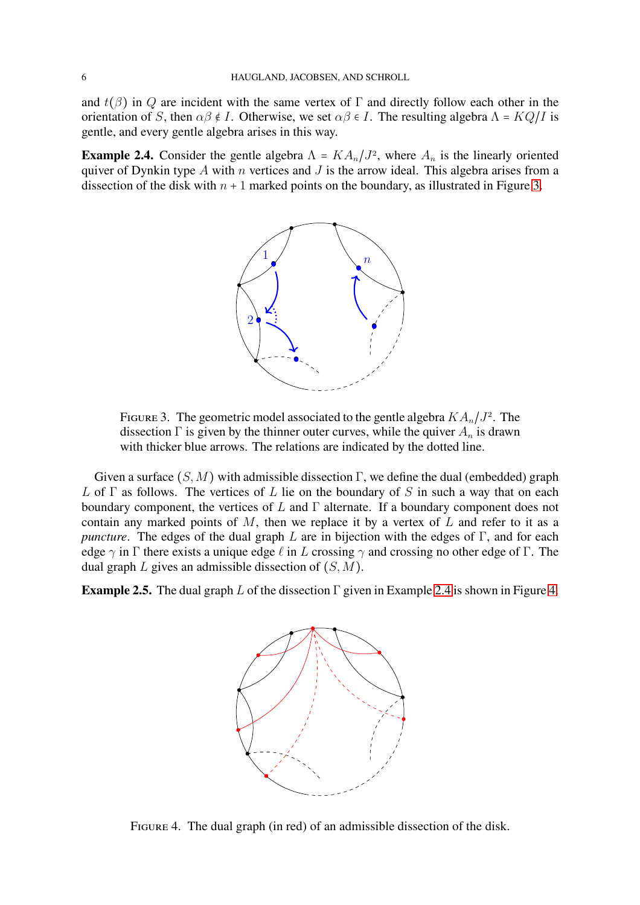and $t(\beta)$ in $Q$ are incident with the same vertex of $\Gamma$ and directly follow each other in the orientation of $S$, then $\alpha\beta \notin I$. Otherwise, we set $\alpha\beta \in I$. The resulting algebra $\Lambda = KQ/I$ is gentle, and every gentle algebra arises in this way.

**Example 2.4.** Consider the gentle algebra $\Lambda = KA_n/J^2$, where $A_n$ is the linearly oriented quiver of Dynkin type $A$ with $n$ vertices and $J$ is the arrow ideal. This algebra arises from a dissection of the disk with $n+1$ marked points on the boundary, as illustrated in Figure 3.

FIGURE 3. The geometric model associated to the gentle algebra $KA_n/J^2$. The dissection $\Gamma$ is given by the thinner outer curves, while the quiver $A_n$ is drawn with thicker blue arrows. The relations are indicated by the dotted line.

Given a surface $(S, M)$ with admissible dissection $\Gamma$, we define the dual (embedded) graph $L$ of $\Gamma$ as follows. The vertices of $L$ lie on the boundary of $S$ in such a way that on each boundary component, the vertices of $L$ and $\Gamma$ alternate. If a boundary component does not contain any marked points of $M$, then we replace it by a vertex of $L$ and refer to it as a *puncture*. The edges of the dual graph $L$ are in bijection with the edges of $\Gamma$, and for each edge $\gamma$ in $\Gamma$ there exists a unique edge $\ell$ in $L$ crossing $\gamma$ and crossing no other edge of $\Gamma$. The dual graph $L$ gives an admissible dissection of $(S, M)$.

**Example 2.5.** The dual graph $L$ of the dissection $\Gamma$ given in Example 2.4 is shown in Figure 4.

FIGURE 4. The dual graph (in red) of an admissible dissection of the disk.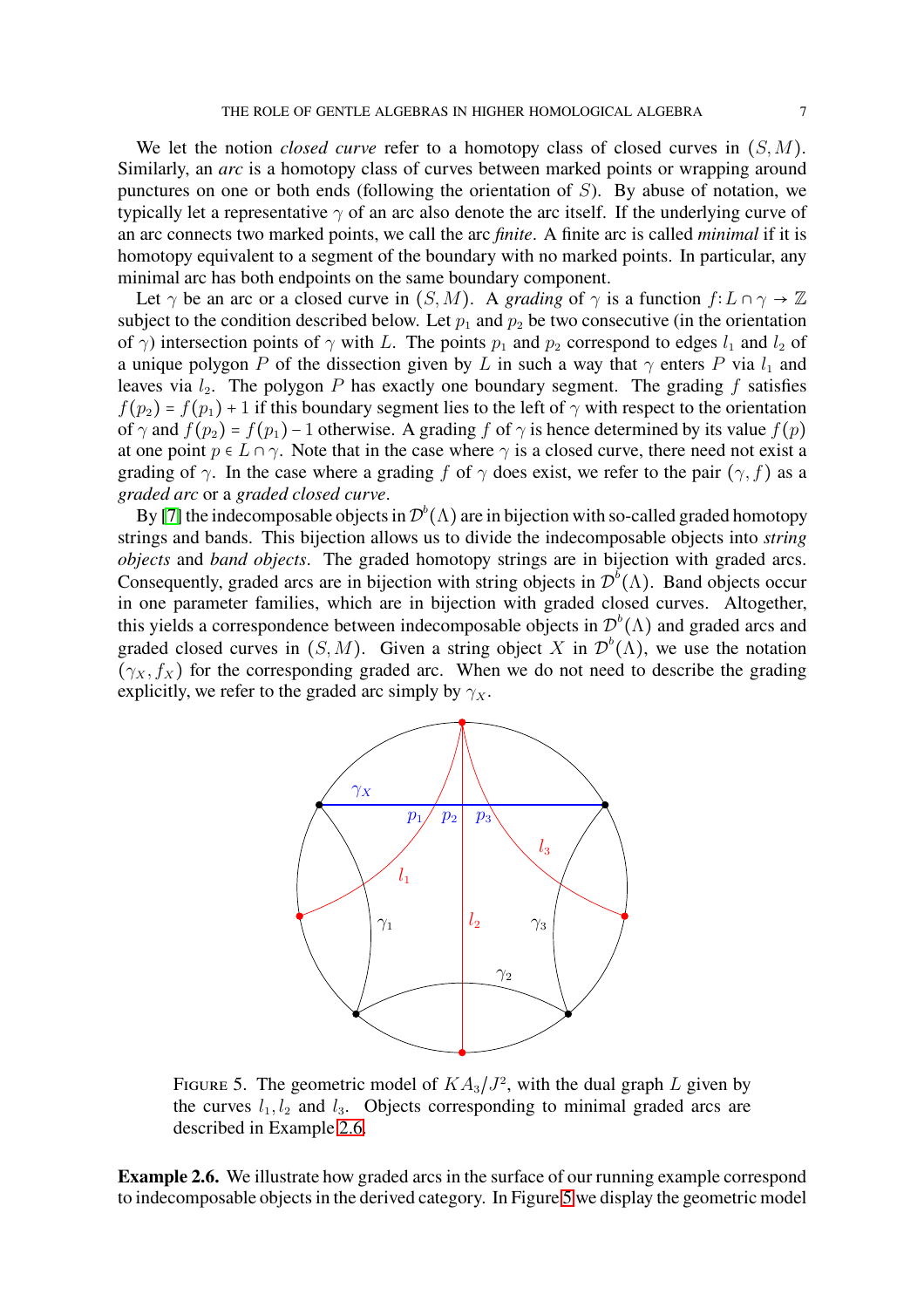We let the notion *closed curve* refer to a homotopy class of closed curves in $(S, M)$. Similarly, an *arc* is a homotopy class of curves between marked points or wrapping around punctures on one or both ends (following the orientation of $S$). By abuse of notation, we typically let a representative $\gamma$ of an arc also denote the arc itself. If the underlying curve of an arc connects two marked points, we call the arc *finite*. A finite arc is called *minimal* if it is homotopy equivalent to a segment of the boundary with no marked points. In particular, any minimal arc has both endpoints on the same boundary component.

Let $\gamma$ be an arc or a closed curve in $(S, M)$. A *grading* of $\gamma$ is a function $f: L \cap \gamma \to \mathbb{Z}$ subject to the condition described below. Let $p_1$ and $p_2$ be two consecutive (in the orientation of $\gamma$) intersection points of $\gamma$ with $L$. The points $p_1$ and $p_2$ correspond to edges $l_1$ and $l_2$ of a unique polygon $P$ of the dissection given by $L$ in such a way that $\gamma$ enters $P$ via $l_1$ and leaves via $l_2$. The polygon $P$ has exactly one boundary segment. The grading $f$ satisfies $f(p_2) = f(p_1) + 1$ if this boundary segment lies to the left of $\gamma$ with respect to the orientation of $\gamma$ and $f(p_2) = f(p_1) - 1$ otherwise. A grading $f$ of $\gamma$ is hence determined by its value $f(p)$ at one point $p \in L \cap \gamma$. Note that in the case where $\gamma$ is a closed curve, there need not exist a grading of $\gamma$. In the case where a grading $f$ of $\gamma$ does exist, we refer to the pair $(\gamma, f)$ as a *graded arc* or a *graded closed curve*.

By [7] the indecomposable objects in $\mathcal{D}^b(\Lambda)$ are in bijection with so-called graded homotopy strings and bands. This bijection allows us to divide the indecomposable objects into *string objects* and *band objects*. The graded homotopy strings are in bijection with graded arcs. Consequently, graded arcs are in bijection with string objects in $\mathcal{D}^b(\Lambda)$. Band objects occur in one parameter families, which are in bijection with graded closed curves. Altogether, this yields a correspondence between indecomposable objects in $\mathcal{D}^b(\Lambda)$ and graded arcs and graded closed curves in $(S, M)$. Given a string object $X$ in $\mathcal{D}^b(\Lambda)$, we use the notation $(\gamma_X, f_X)$ for the corresponding graded arc. When we do not need to describe the grading explicitly, we refer to the graded arc simply by $\gamma_X$.

FIGURE 5. The geometric model of $KA_3/J^2$, with the dual graph $L$ given by the curves $l_1, l_2$ and $l_3$. Objects corresponding to minimal graded arcs are described in Example 2.6.

**Example 2.6.** We illustrate how graded arcs in the surface of our running example correspond to indecomposable objects in the derived category. In Figure 5 we display the geometric model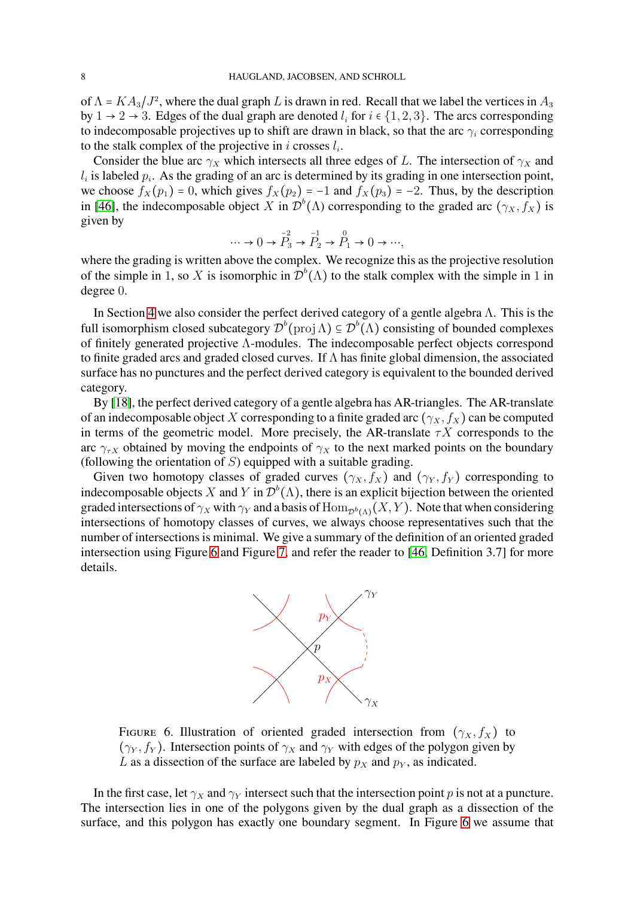of $\Lambda = KA_3/J^2$, where the dual graph $L$ is drawn in red. Recall that we label the vertices in $A_3$ by $1 \to 2 \to 3$. Edges of the dual graph are denoted $l_i$ for $i \in \{1,2,3\}$. The arcs corresponding to indecomposable projectives up to shift are drawn in black, so that the arc $\gamma_i$ corresponding to the stalk complex of the projective in $i$ crosses $l_i$.

Consider the blue arc $\gamma_X$ which intersects all three edges of $L$. The intersection of $\gamma_X$ and $l_i$ is labeled $p_i$. As the grading of an arc is determined by its grading in one intersection point, we choose $f_X(p_1) = 0$, which gives $f_X(p_2) = -1$ and $f_X(p_3) = -2$. Thus, by the description in [46], the indecomposable object $X$ in $\mathcal{D}^b(\Lambda)$ corresponding to the graded arc $(\gamma_X, f_X)$ is given by

$$\cdots \to 0 \to \overset{-2}{P_3} \to \overset{-1}{P_2} \to \overset{0}{P_1} \to 0 \to \cdots,$$

where the grading is written above the complex. We recognize this as the projective resolution of the simple in 1, so $X$ is isomorphic in $\mathcal{D}^b(\Lambda)$ to the stalk complex with the simple in 1 in degree 0.

In Section 4 we also consider the perfect derived category of a gentle algebra $\Lambda$. This is the full isomorphism closed subcategory $\mathcal{D}^b(\operatorname{proj}\Lambda) \subseteq \mathcal{D}^b(\Lambda)$ consisting of bounded complexes of finitely generated projective $\Lambda$-modules. The indecomposable perfect objects correspond to finite graded arcs and graded closed curves. If $\Lambda$ has finite global dimension, the associated surface has no punctures and the perfect derived category is equivalent to the bounded derived category.

By [18], the perfect derived category of a gentle algebra has AR-triangles. The AR-translate of an indecomposable object $X$ corresponding to a finite graded arc $(\gamma_X, f_X)$ can be computed in terms of the geometric model. More precisely, the AR-translate $\tau X$ corresponds to the arc $\gamma_{\tau X}$ obtained by moving the endpoints of $\gamma_X$ to the next marked points on the boundary (following the orientation of $S$) equipped with a suitable grading.

Given two homotopy classes of graded curves $(\gamma_X, f_X)$ and $(\gamma_Y, f_Y)$ corresponding to indecomposable objects $X$ and $Y$ in $\mathcal{D}^b(\Lambda)$, there is an explicit bijection between the oriented graded intersections of $\gamma_X$ with $\gamma_Y$ and a basis of $\operatorname{Hom}_{\mathcal{D}^b(\Lambda)}(X,Y)$. Note that when considering intersections of homotopy classes of curves, we always choose representatives such that the number of intersections is minimal. We give a summary of the definition of an oriented graded intersection using Figure 6 and Figure 7, and refer the reader to [46, Definition 3.7] for more details.

FIGURE 6. Illustration of oriented graded intersection from $(\gamma_X, f_X)$ to $(\gamma_Y, f_Y)$. Intersection points of $\gamma_X$ and $\gamma_Y$ with edges of the polygon given by $L$ as a dissection of the surface are labeled by $p_X$ and $p_Y$, as indicated.

In the first case, let $\gamma_X$ and $\gamma_Y$ intersect such that the intersection point $p$ is not at a puncture. The intersection lies in one of the polygons given by the dual graph as a dissection of the surface, and this polygon has exactly one boundary segment. In Figure 6 we assume that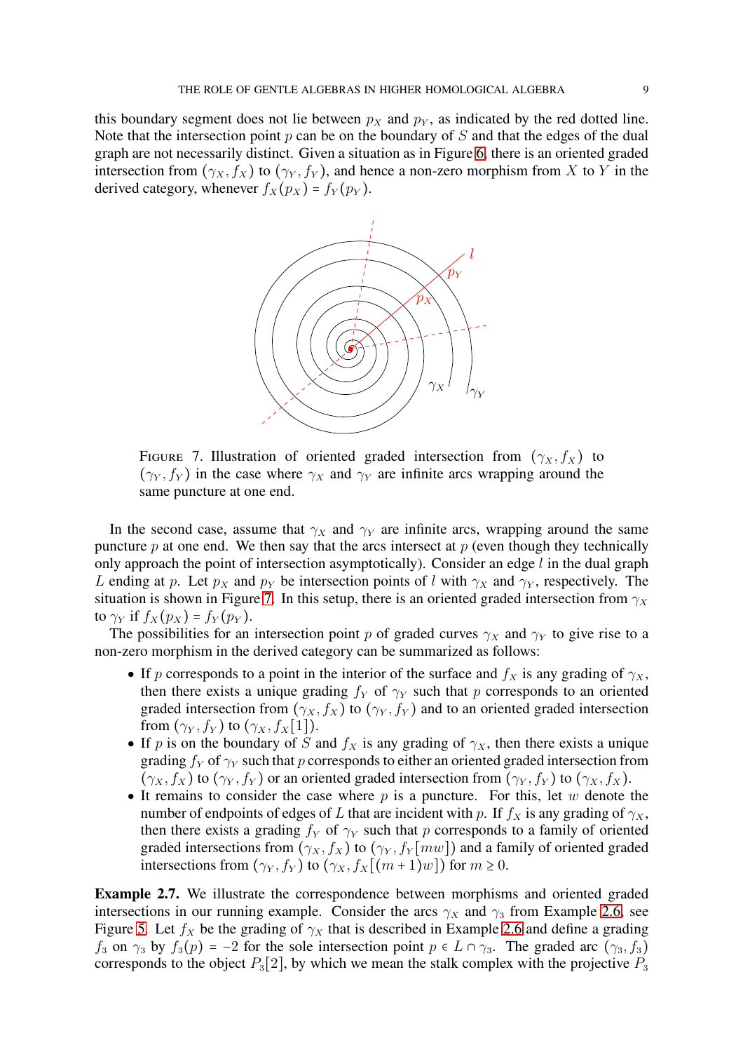this boundary segment does not lie between $p_X$ and $p_Y$, as indicated by the red dotted line. Note that the intersection point $p$ can be on the boundary of $S$ and that the edges of the dual graph are not necessarily distinct. Given a situation as in Figure 6, there is an oriented graded intersection from $(\gamma_X, f_X)$ to $(\gamma_Y, f_Y)$, and hence a non-zero morphism from $X$ to $Y$ in the derived category, whenever $f_X(p_X) = f_Y(p_Y)$.

FIGURE 7. Illustration of oriented graded intersection from $(\gamma_X, f_X)$ to $(\gamma_Y, f_Y)$ in the case where $\gamma_X$ and $\gamma_Y$ are infinite arcs wrapping around the same puncture at one end.

In the second case, assume that $\gamma_X$ and $\gamma_Y$ are infinite arcs, wrapping around the same puncture $p$ at one end. We then say that the arcs intersect at $p$ (even though they technically only approach the point of intersection asymptotically). Consider an edge $l$ in the dual graph $L$ ending at $p$. Let $p_X$ and $p_Y$ be intersection points of $l$ with $\gamma_X$ and $\gamma_Y$, respectively. The situation is shown in Figure 7. In this setup, there is an oriented graded intersection from $\gamma_X$ to $\gamma_Y$ if $f_X(p_X) = f_Y(p_Y)$.

The possibilities for an intersection point $p$ of graded curves $\gamma_X$ and $\gamma_Y$ to give rise to a non-zero morphism in the derived category can be summarized as follows:

- If $p$ corresponds to a point in the interior of the surface and $f_X$ is any grading of $\gamma_X$, then there exists a unique grading $f_Y$ of $\gamma_Y$ such that $p$ corresponds to an oriented graded intersection from $(\gamma_X, f_X)$ to $(\gamma_Y, f_Y)$ and to an oriented graded intersection from $(\gamma_Y, f_Y)$ to $(\gamma_X, f_X[1])$.
- If $p$ is on the boundary of $S$ and $f_X$ is any grading of $\gamma_X$, then there exists a unique grading $f_Y$ of $\gamma_Y$ such that $p$ corresponds to either an oriented graded intersection from $(\gamma_X, f_X)$ to $(\gamma_Y, f_Y)$ or an oriented graded intersection from $(\gamma_Y, f_Y)$ to $(\gamma_X, f_X)$.
- It remains to consider the case where $p$ is a puncture. For this, let $w$ denote the number of endpoints of edges of $L$ that are incident with $p$. If $f_X$ is any grading of $\gamma_X$, then there exists a grading $f_Y$ of $\gamma_Y$ such that $p$ corresponds to a family of oriented graded intersections from $(\gamma_X, f_X)$ to $(\gamma_Y, f_Y[mw])$ and a family of oriented graded intersections from $(\gamma_Y, f_Y)$ to $(\gamma_X, f_X[(m+1)w])$ for $m \geq 0$.

**Example 2.7.** We illustrate the correspondence between morphisms and oriented graded intersections in our running example. Consider the arcs $\gamma_X$ and $\gamma_3$ from Example 2.6, see Figure 5. Let $f_X$ be the grading of $\gamma_X$ that is described in Example 2.6 and define a grading $f_3$ on $\gamma_3$ by $f_3(p) = -2$ for the sole intersection point $p \in L \cap \gamma_3$. The graded arc $(\gamma_3, f_3)$ corresponds to the object $P_3[2]$, by which we mean the stalk complex with the projective $P_3$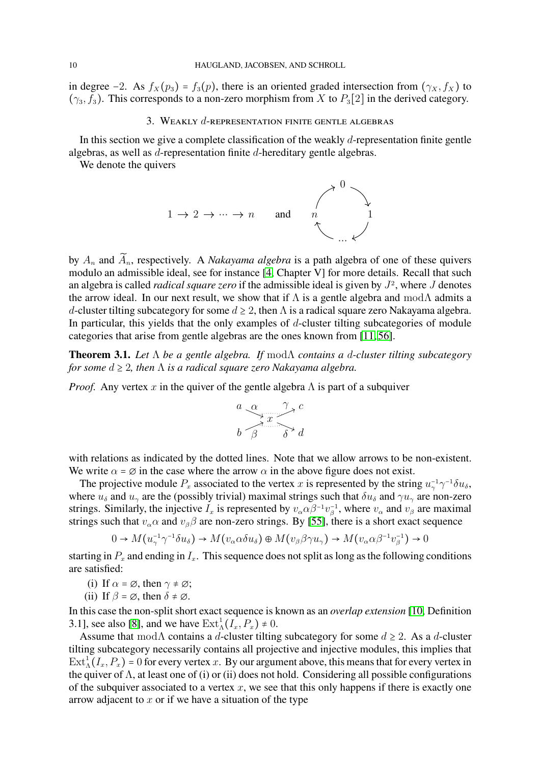in degree −2. As $f_X(p_3) = f_3(p)$, there is an oriented graded intersection from $(\gamma_X, f_X)$ to $(\gamma_3, f_3)$. This corresponds to a non-zero morphism from $X$ to $P_3[2]$ in the derived category.

## 3. Weakly $d$-representation finite gentle algebras

In this section we give a complete classification of the weakly $d$-representation finite gentle algebras, as well as $d$-representation finite $d$-hereditary gentle algebras.

We denote the quivers

$$1 \to 2 \to \cdots \to n \qquad \text{and} \qquad \begin{array}{c} 0 \\ n \qquad\quad 1 \\ \cdots \end{array}$$

by $A_n$ and $\widetilde{A}_n$, respectively. A *Nakayama algebra* is a path algebra of one of these quivers modulo an admissible ideal, see for instance [4, Chapter V] for more details. Recall that such an algebra is called *radical square zero* if the admissible ideal is given by $J^2$, where $J$ denotes the arrow ideal. In our next result, we show that if $\Lambda$ is a gentle algebra and $\mathrm{mod}\Lambda$ admits a $d$-cluster tilting subcategory for some $d \geq 2$, then $\Lambda$ is a radical square zero Nakayama algebra. In particular, this yields that the only examples of $d$-cluster tilting subcategories of module categories that arise from gentle algebras are the ones known from [11, 56].

**Theorem 3.1.** *Let $\Lambda$ be a gentle algebra. If $\mathrm{mod}\Lambda$ contains a $d$-cluster tilting subcategory for some $d \geq 2$, then $\Lambda$ is a radical square zero Nakayama algebra.*

*Proof.* Any vertex $x$ in the quiver of the gentle algebra $\Lambda$ is part of a subquiver

$$\begin{array}{ccccc} a & \xrightarrow{\alpha} & & \xrightarrow{\gamma} & c \\ & & x & & \\ b & \xrightarrow{\beta} & & \xrightarrow{\delta} & d \end{array}$$

with relations as indicated by the dotted lines. Note that we allow arrows to be non-existent. We write $\alpha = \varnothing$ in the case where the arrow $\alpha$ in the above figure does not exist.

The projective module $P_x$ associated to the vertex $x$ is represented by the string $u_\gamma^{-1}\gamma^{-1}\delta u_\delta$, where $u_\delta$ and $u_\gamma$ are the (possibly trivial) maximal strings such that $\delta u_\delta$ and $\gamma u_\gamma$ are non-zero strings. Similarly, the injective $I_x$ is represented by $v_\alpha \alpha \beta^{-1} v_\beta^{-1}$, where $v_\alpha$ and $v_\beta$ are maximal strings such that $v_\alpha \alpha$ and $v_\beta \beta$ are non-zero strings. By [55], there is a short exact sequence

$$0 \to M(u_\gamma^{-1}\gamma^{-1}\delta u_\delta) \to M(v_\alpha \alpha \delta u_\delta) \oplus M(v_\beta \beta \gamma u_\gamma) \to M(v_\alpha \alpha \beta^{-1} v_\beta^{-1}) \to 0$$

starting in $P_x$ and ending in $I_x$. This sequence does not split as long as the following conditions are satisfied:

(i) If $\alpha = \varnothing$, then $\gamma \neq \varnothing$;
(ii) If $\beta = \varnothing$, then $\delta \neq \varnothing$.

In this case the non-split short exact sequence is known as an *overlap extension* [10, Definition 3.1], see also [8], and we have $\mathrm{Ext}^1_\Lambda(I_x, P_x) \neq 0$.

Assume that $\mathrm{mod}\Lambda$ contains a $d$-cluster tilting subcategory for some $d \geq 2$. As a $d$-cluster tilting subcategory necessarily contains all projective and injective modules, this implies that $\mathrm{Ext}^1_\Lambda(I_x, P_x) = 0$ for every vertex $x$. By our argument above, this means that for every vertex in the quiver of $\Lambda$, at least one of (i) or (ii) does not hold. Considering all possible configurations of the subquiver associated to a vertex $x$, we see that this only happens if there is exactly one arrow adjacent to $x$ or if we have a situation of the type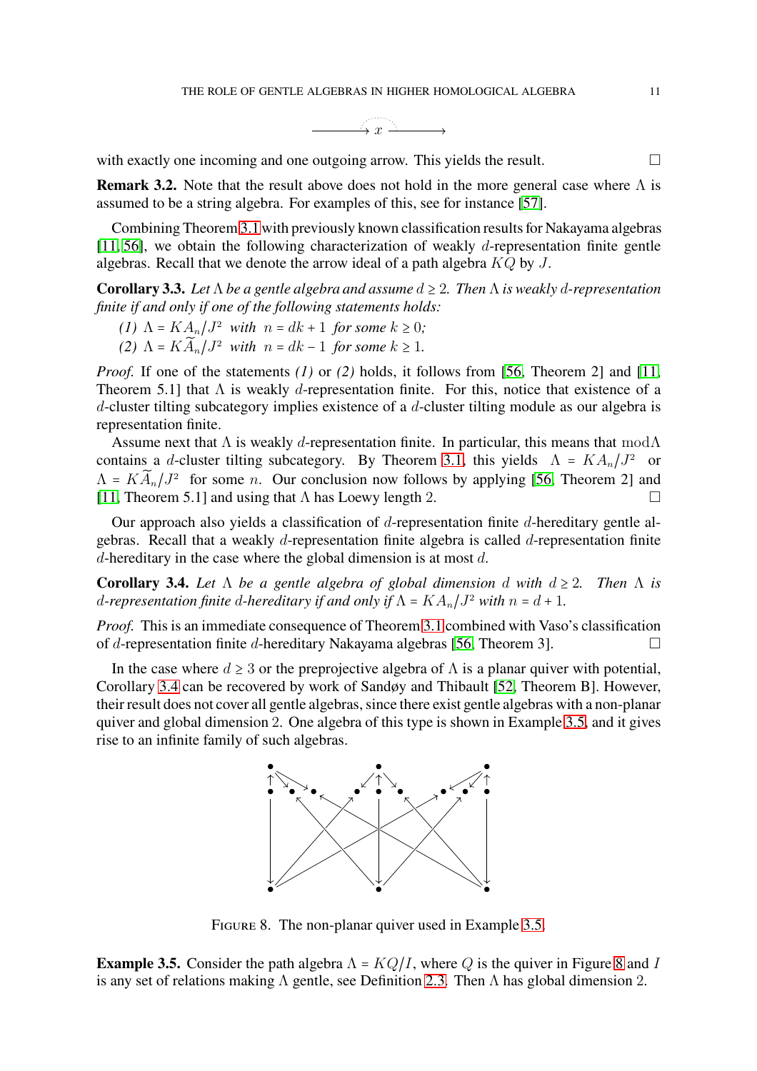$$\longrightarrow x \longrightarrow$$

with exactly one incoming and one outgoing arrow. This yields the result. □

**Remark 3.2.** Note that the result above does not hold in the more general case where $\Lambda$ is assumed to be a string algebra. For examples of this, see for instance [57].

Combining Theorem 3.1 with previously known classification results for Nakayama algebras [11, 56], we obtain the following characterization of weakly $d$-representation finite gentle algebras. Recall that we denote the arrow ideal of a path algebra $KQ$ by $J$.

**Corollary 3.3.** *Let $\Lambda$ be a gentle algebra and assume $d \geq 2$. Then $\Lambda$ is weakly $d$-representation finite if and only if one of the following statements holds:*

*(1) $\Lambda = KA_n/J^2$ with $n = dk + 1$ for some $k \geq 0$;*
*(2) $\Lambda = K\widetilde{A}_n/J^2$ with $n = dk - 1$ for some $k \geq 1$.*

*Proof.* If one of the statements *(1)* or *(2)* holds, it follows from [56, Theorem 2] and [11, Theorem 5.1] that $\Lambda$ is weakly $d$-representation finite. For this, notice that existence of a $d$-cluster tilting subcategory implies existence of a $d$-cluster tilting module as our algebra is representation finite.

Assume next that $\Lambda$ is weakly $d$-representation finite. In particular, this means that $\operatorname{mod}\Lambda$ contains a $d$-cluster tilting subcategory. By Theorem 3.1, this yields $\Lambda = KA_n/J^2$ or $\Lambda = K\widetilde{A}_n/J^2$ for some $n$. Our conclusion now follows by applying [56, Theorem 2] and [11, Theorem 5.1] and using that $\Lambda$ has Loewy length 2. □

Our approach also yields a classification of $d$-representation finite $d$-hereditary gentle algebras. Recall that a weakly $d$-representation finite algebra is called $d$-representation finite $d$-hereditary in the case where the global dimension is at most $d$.

**Corollary 3.4.** *Let $\Lambda$ be a gentle algebra of global dimension $d$ with $d \geq 2$. Then $\Lambda$ is $d$-representation finite $d$-hereditary if and only if $\Lambda = KA_n/J^2$ with $n = d + 1$.*

*Proof.* This is an immediate consequence of Theorem 3.1 combined with Vaso's classification of $d$-representation finite $d$-hereditary Nakayama algebras [56, Theorem 3]. □

In the case where $d \geq 3$ or the preprojective algebra of $\Lambda$ is a planar quiver with potential, Corollary 3.4 can be recovered by work of Sandøy and Thibault [52, Theorem B]. However, their result does not cover all gentle algebras, since there exist gentle algebras with a non-planar quiver and global dimension 2. One algebra of this type is shown in Example 3.5, and it gives rise to an infinite family of such algebras.

FIGURE 8. The non-planar quiver used in Example 3.5.

**Example 3.5.** Consider the path algebra $\Lambda = KQ/I$, where $Q$ is the quiver in Figure 8 and $I$ is any set of relations making $\Lambda$ gentle, see Definition 2.3. Then $\Lambda$ has global dimension 2.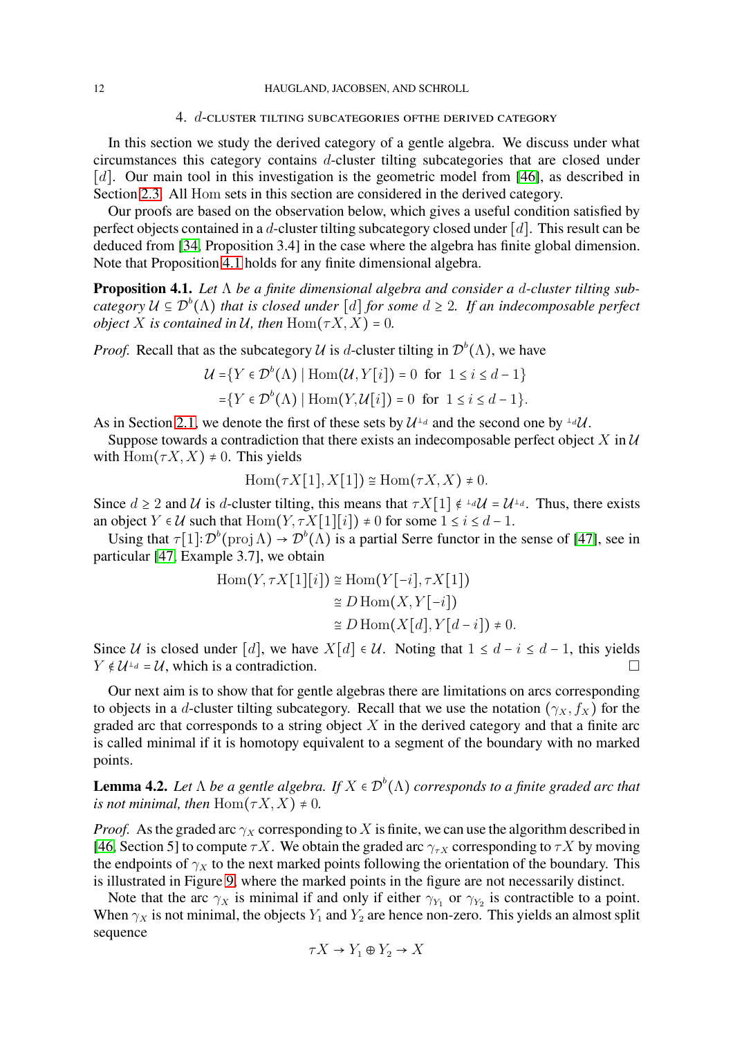## 4. $d$-cluster tilting subcategories ofthe derived category

In this section we study the derived category of a gentle algebra. We discuss under what circumstances this category contains $d$-cluster tilting subcategories that are closed under $[d]$. Our main tool in this investigation is the geometric model from [46], as described in Section 2.3. All Hom sets in this section are considered in the derived category.

Our proofs are based on the observation below, which gives a useful condition satisfied by perfect objects contained in a $d$-cluster tilting subcategory closed under $[d]$. This result can be deduced from [34, Proposition 3.4] in the case where the algebra has finite global dimension. Note that Proposition 4.1 holds for any finite dimensional algebra.

**Proposition 4.1.** *Let $\Lambda$ be a finite dimensional algebra and consider a $d$-cluster tilting subcategory $\mathcal{U} \subseteq \mathcal{D}^b(\Lambda)$ that is closed under $[d]$ for some $d \geq 2$. If an indecomposable perfect object $X$ is contained in $\mathcal{U}$, then $\operatorname{Hom}(\tau X, X) = 0$.*

*Proof.* Recall that as the subcategory $\mathcal{U}$ is $d$-cluster tilting in $\mathcal{D}^b(\Lambda)$, we have

$$
\begin{aligned}
\mathcal{U} &= \{Y \in \mathcal{D}^b(\Lambda) \mid \operatorname{Hom}(\mathcal{U}, Y[i]) = 0 \ \text{ for } \ 1 \leq i \leq d-1\} \\
&= \{Y \in \mathcal{D}^b(\Lambda) \mid \operatorname{Hom}(Y, \mathcal{U}[i]) = 0 \ \text{ for } \ 1 \leq i \leq d-1\}.
\end{aligned}
$$

As in Section 2.1, we denote the first of these sets by $\mathcal{U}^{\perp_d}$ and the second one by ${}^{\perp_d}\mathcal{U}$.

Suppose towards a contradiction that there exists an indecomposable perfect object $X$ in $\mathcal{U}$ with $\operatorname{Hom}(\tau X, X) \neq 0$. This yields

$$
\operatorname{Hom}(\tau X[1], X[1]) \cong \operatorname{Hom}(\tau X, X) \neq 0.
$$

Since $d \geq 2$ and $\mathcal{U}$ is $d$-cluster tilting, this means that $\tau X[1] \notin {}^{\perp_d}\mathcal{U} = \mathcal{U}^{\perp_d}$. Thus, there exists an object $Y \in \mathcal{U}$ such that $\operatorname{Hom}(Y, \tau X[1][i]) \neq 0$ for some $1 \leq i \leq d-1$.

Using that $\tau[1] \colon \mathcal{D}^b(\operatorname{proj} \Lambda) \to \mathcal{D}^b(\Lambda)$ is a partial Serre functor in the sense of [47], see in particular [47, Example 3.7], we obtain

$$
\begin{aligned}
\operatorname{Hom}(Y, \tau X[1][i]) &\cong \operatorname{Hom}(Y[-i], \tau X[1]) \\
&\cong D\operatorname{Hom}(X, Y[-i]) \\
&\cong D\operatorname{Hom}(X[d], Y[d-i]) \neq 0.
\end{aligned}
$$

Since $\mathcal{U}$ is closed under $[d]$, we have $X[d] \in \mathcal{U}$. Noting that $1 \leq d-i \leq d-1$, this yields $Y \notin \mathcal{U}^{\perp_d} = \mathcal{U}$, which is a contradiction. $\square$

Our next aim is to show that for gentle algebras there are limitations on arcs corresponding to objects in a $d$-cluster tilting subcategory. Recall that we use the notation $(\gamma_X, f_X)$ for the graded arc that corresponds to a string object $X$ in the derived category and that a finite arc is called minimal if it is homotopy equivalent to a segment of the boundary with no marked points.

**Lemma 4.2.** *Let $\Lambda$ be a gentle algebra. If $X \in \mathcal{D}^b(\Lambda)$ corresponds to a finite graded arc that is not minimal, then $\operatorname{Hom}(\tau X, X) \neq 0$.*

*Proof.* As the graded arc $\gamma_X$ corresponding to $X$ is finite, we can use the algorithm described in [46, Section 5] to compute $\tau X$. We obtain the graded arc $\gamma_{\tau X}$ corresponding to $\tau X$ by moving the endpoints of $\gamma_X$ to the next marked points following the orientation of the boundary. This is illustrated in Figure 9, where the marked points in the figure are not necessarily distinct.

Note that the arc $\gamma_X$ is minimal if and only if either $\gamma_{Y_1}$ or $\gamma_{Y_2}$ is contractible to a point. When $\gamma_X$ is not minimal, the objects $Y_1$ and $Y_2$ are hence non-zero. This yields an almost split sequence

$$
\tau X \to Y_1 \oplus Y_2 \to X
$$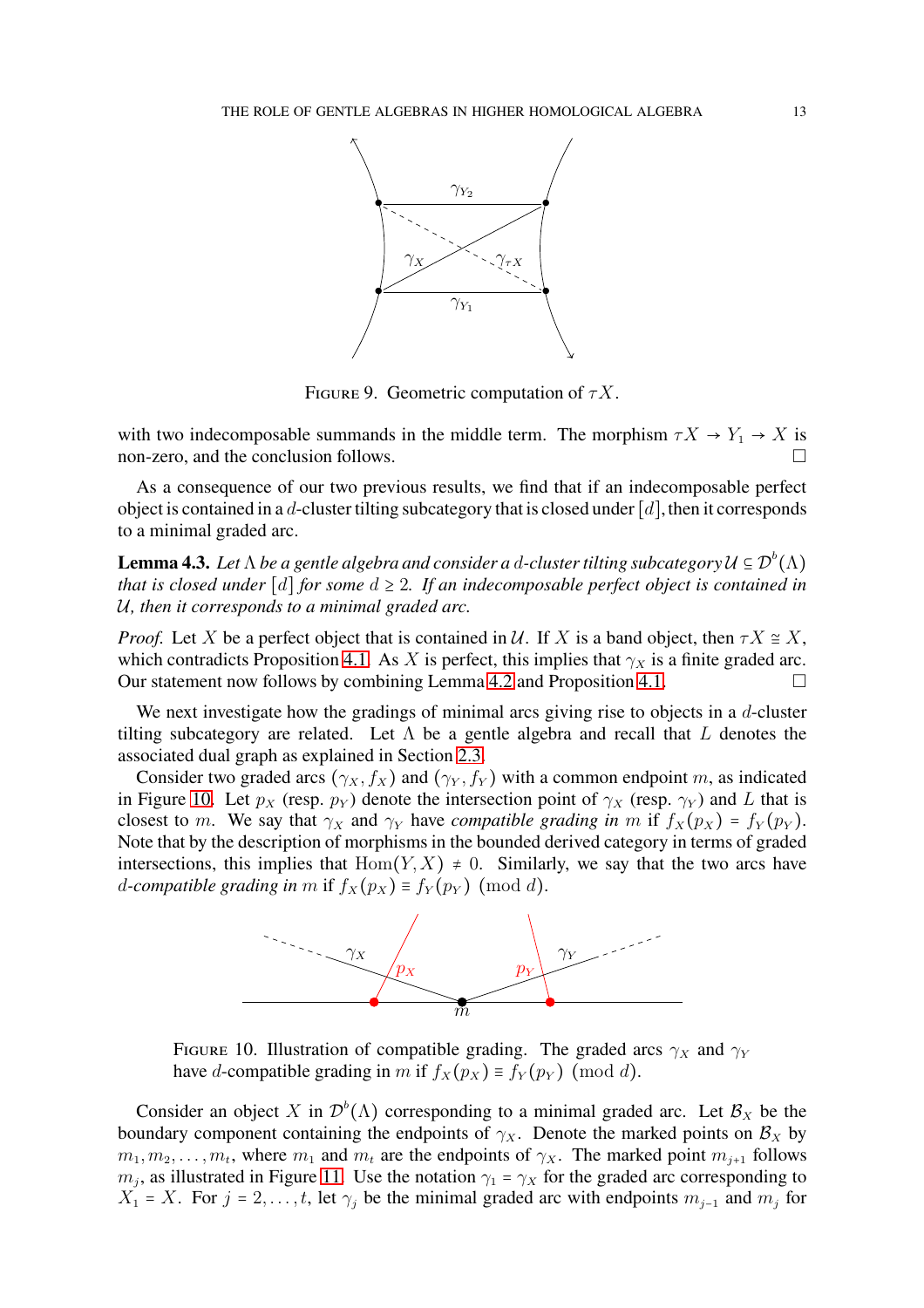FIGURE 9. Geometric computation of $\tau X$.

with two indecomposable summands in the middle term. The morphism $\tau X \to Y_1 \to X$ is non-zero, and the conclusion follows. □

As a consequence of our two previous results, we find that if an indecomposable perfect object is contained in a $d$-cluster tilting subcategory that is closed under $[d]$, then it corresponds to a minimal graded arc.

**Lemma 4.3.** *Let $\Lambda$ be a gentle algebra and consider a $d$-cluster tilting subcategory $\mathcal{U} \subseteq \mathcal{D}^b(\Lambda)$ that is closed under $[d]$ for some $d \geq 2$. If an indecomposable perfect object is contained in $\mathcal{U}$, then it corresponds to a minimal graded arc.*

*Proof.* Let $X$ be a perfect object that is contained in $\mathcal{U}$. If $X$ is a band object, then $\tau X \cong X$, which contradicts Proposition 4.1. As $X$ is perfect, this implies that $\gamma_X$ is a finite graded arc. Our statement now follows by combining Lemma 4.2 and Proposition 4.1. □

We next investigate how the gradings of minimal arcs giving rise to objects in a $d$-cluster tilting subcategory are related. Let $\Lambda$ be a gentle algebra and recall that $L$ denotes the associated dual graph as explained in Section 2.3.

Consider two graded arcs $(\gamma_X, f_X)$ and $(\gamma_Y, f_Y)$ with a common endpoint $m$, as indicated in Figure 10. Let $p_X$ (resp. $p_Y$) denote the intersection point of $\gamma_X$ (resp. $\gamma_Y$) and $L$ that is closest to $m$. We say that $\gamma_X$ and $\gamma_Y$ have *compatible grading in* $m$ if $f_X(p_X) = f_Y(p_Y)$. Note that by the description of morphisms in the bounded derived category in terms of graded intersections, this implies that $\operatorname{Hom}(Y, X) \neq 0$. Similarly, we say that the two arcs have *$d$-compatible grading in* $m$ if $f_X(p_X) \equiv f_Y(p_Y) \pmod{d}$.

FIGURE 10. Illustration of compatible grading. The graded arcs $\gamma_X$ and $\gamma_Y$ have $d$-compatible grading in $m$ if $f_X(p_X) \equiv f_Y(p_Y) \pmod{d}$.

Consider an object $X$ in $\mathcal{D}^b(\Lambda)$ corresponding to a minimal graded arc. Let $\mathcal{B}_X$ be the boundary component containing the endpoints of $\gamma_X$. Denote the marked points on $\mathcal{B}_X$ by $m_1, m_2, \ldots, m_t$, where $m_1$ and $m_t$ are the endpoints of $\gamma_X$. The marked point $m_{j+1}$ follows $m_j$, as illustrated in Figure 11. Use the notation $\gamma_1 = \gamma_X$ for the graded arc corresponding to $X_1 = X$. For $j = 2, \ldots, t$, let $\gamma_j$ be the minimal graded arc with endpoints $m_{j-1}$ and $m_j$ for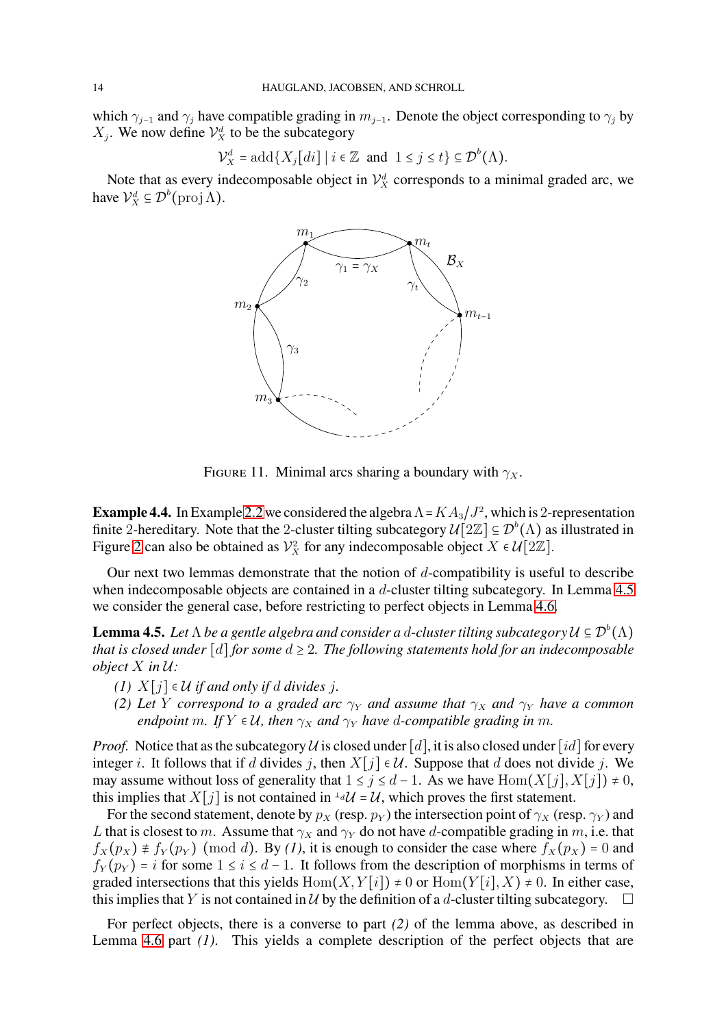which $\gamma_{j-1}$ and $\gamma_j$ have compatible grading in $m_{j-1}$. Denote the object corresponding to $\gamma_j$ by $X_j$. We now define $\mathcal{V}_X^d$ to be the subcategory

$$\mathcal{V}_X^d = \operatorname{add}\{X_j[di] \mid i \in \mathbb{Z} \text{ and } 1 \leq j \leq t\} \subseteq \mathcal{D}^b(\Lambda).$$

Note that as every indecomposable object in $\mathcal{V}_X^d$ corresponds to a minimal graded arc, we have $\mathcal{V}_X^d \subseteq \mathcal{D}^b(\operatorname{proj} \Lambda)$.

FIGURE 11. Minimal arcs sharing a boundary with $\gamma_X$.

**Example 4.4.** In Example 2.2 we considered the algebra $\Lambda = KA_3/J^2$, which is 2-representation finite 2-hereditary. Note that the 2-cluster tilting subcategory $\mathcal{U}[2\mathbb{Z}] \subseteq \mathcal{D}^b(\Lambda)$ as illustrated in Figure 2 can also be obtained as $\mathcal{V}_X^2$ for any indecomposable object $X \in \mathcal{U}[2\mathbb{Z}]$.

Our next two lemmas demonstrate that the notion of $d$-compatibility is useful to describe when indecomposable objects are contained in a $d$-cluster tilting subcategory. In Lemma 4.5 we consider the general case, before restricting to perfect objects in Lemma 4.6.

**Lemma 4.5.** *Let $\Lambda$ be a gentle algebra and consider a $d$-cluster tilting subcategory $\mathcal{U} \subseteq \mathcal{D}^b(\Lambda)$ that is closed under $[d]$ for some $d \geq 2$. The following statements hold for an indecomposable object $X$ in $\mathcal{U}$:*

*(1) $X[j] \in \mathcal{U}$ if and only if $d$ divides $j$.*

*(2) Let $Y$ correspond to a graded arc $\gamma_Y$ and assume that $\gamma_X$ and $\gamma_Y$ have a common endpoint $m$. If $Y \in \mathcal{U}$, then $\gamma_X$ and $\gamma_Y$ have $d$-compatible grading in $m$.*

*Proof.* Notice that as the subcategory $\mathcal{U}$ is closed under $[d]$, it is also closed under $[id]$ for every integer $i$. It follows that if $d$ divides $j$, then $X[j] \in \mathcal{U}$. Suppose that $d$ does not divide $j$. We may assume without loss of generality that $1 \leq j \leq d-1$. As we have $\operatorname{Hom}(X[j], X[j]) \neq 0$, this implies that $X[j]$ is not contained in ${}^{\perp_d}\mathcal{U} = \mathcal{U}$, which proves the first statement.

For the second statement, denote by $p_X$ (resp. $p_Y$) the intersection point of $\gamma_X$ (resp. $\gamma_Y$) and $L$ that is closest to $m$. Assume that $\gamma_X$ and $\gamma_Y$ do not have $d$-compatible grading in $m$, i.e. that $f_X(p_X) \not\equiv f_Y(p_Y) \pmod{d}$. By *(1)*, it is enough to consider the case where $f_X(p_X) = 0$ and $f_Y(p_Y) = i$ for some $1 \leq i \leq d-1$. It follows from the description of morphisms in terms of graded intersections that this yields $\operatorname{Hom}(X, Y[i]) \neq 0$ or $\operatorname{Hom}(Y[i], X) \neq 0$. In either case, this implies that $Y$ is not contained in $\mathcal{U}$ by the definition of a $d$-cluster tilting subcategory. $\square$

For perfect objects, there is a converse to part *(2)* of the lemma above, as described in Lemma 4.6 part *(1)*. This yields a complete description of the perfect objects that are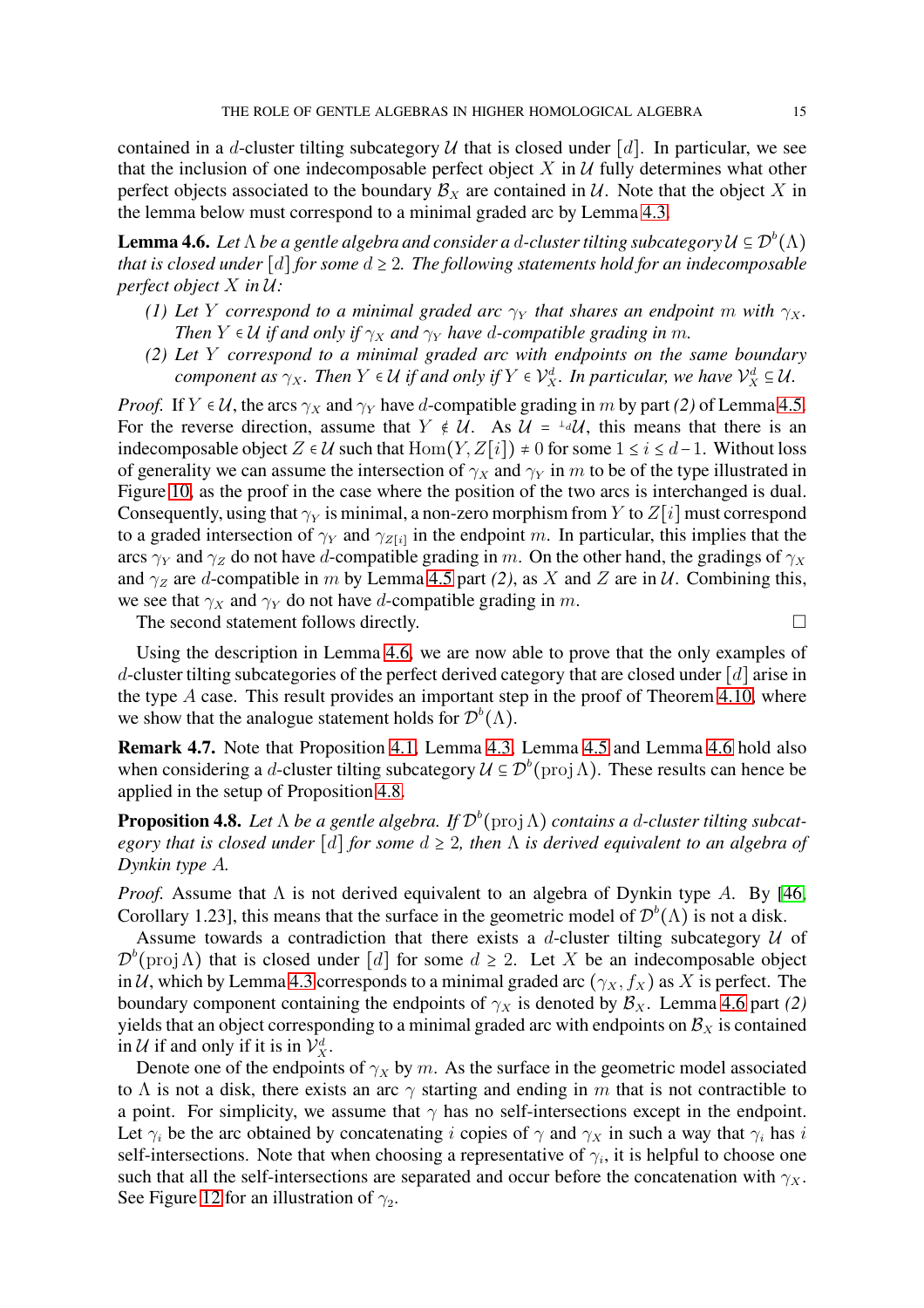contained in a $d$-cluster tilting subcategory $\mathcal{U}$ that is closed under $[d]$. In particular, we see that the inclusion of one indecomposable perfect object $X$ in $\mathcal{U}$ fully determines what other perfect objects associated to the boundary $\mathcal{B}_X$ are contained in $\mathcal{U}$. Note that the object $X$ in the lemma below must correspond to a minimal graded arc by Lemma 4.3.

**Lemma 4.6.** *Let $\Lambda$ be a gentle algebra and consider a $d$-cluster tilting subcategory $\mathcal{U} \subseteq \mathcal{D}^b(\Lambda)$ that is closed under $[d]$ for some $d \geq 2$. The following statements hold for an indecomposable perfect object $X$ in $\mathcal{U}$:*

- *(1) Let $Y$ correspond to a minimal graded arc $\gamma_Y$ that shares an endpoint $m$ with $\gamma_X$. Then $Y \in \mathcal{U}$ if and only if $\gamma_X$ and $\gamma_Y$ have $d$-compatible grading in $m$.*
- *(2) Let $Y$ correspond to a minimal graded arc with endpoints on the same boundary component as $\gamma_X$. Then $Y \in \mathcal{U}$ if and only if $Y \in \mathcal{V}_X^d$. In particular, we have $\mathcal{V}_X^d \subseteq \mathcal{U}$.*

*Proof.* If $Y \in \mathcal{U}$, the arcs $\gamma_X$ and $\gamma_Y$ have $d$-compatible grading in $m$ by part *(2)* of Lemma 4.5. For the reverse direction, assume that $Y \notin \mathcal{U}$. As $\mathcal{U} = {}^{\perp_d}\mathcal{U}$, this means that there is an indecomposable object $Z \in \mathcal{U}$ such that $\operatorname{Hom}(Y, Z[i]) \neq 0$ for some $1 \leq i \leq d-1$. Without loss of generality we can assume the intersection of $\gamma_X$ and $\gamma_Y$ in $m$ to be of the type illustrated in Figure 10, as the proof in the case where the position of the two arcs is interchanged is dual. Consequently, using that $\gamma_Y$ is minimal, a non-zero morphism from $Y$ to $Z[i]$ must correspond to a graded intersection of $\gamma_Y$ and $\gamma_{Z[i]}$ in the endpoint $m$. In particular, this implies that the arcs $\gamma_Y$ and $\gamma_Z$ do not have $d$-compatible grading in $m$. On the other hand, the gradings of $\gamma_X$ and $\gamma_Z$ are $d$-compatible in $m$ by Lemma 4.5 part *(2)*, as $X$ and $Z$ are in $\mathcal{U}$. Combining this, we see that $\gamma_X$ and $\gamma_Y$ do not have $d$-compatible grading in $m$.

The second statement follows directly. $\square$

Using the description in Lemma 4.6, we are now able to prove that the only examples of $d$-cluster tilting subcategories of the perfect derived category that are closed under $[d]$ arise in the type $A$ case. This result provides an important step in the proof of Theorem 4.10, where we show that the analogue statement holds for $\mathcal{D}^b(\Lambda)$.

**Remark 4.7.** Note that Proposition 4.1, Lemma 4.3, Lemma 4.5 and Lemma 4.6 hold also when considering a $d$-cluster tilting subcategory $\mathcal{U} \subseteq \mathcal{D}^b(\operatorname{proj} \Lambda)$. These results can hence be applied in the setup of Proposition 4.8.

**Proposition 4.8.** *Let $\Lambda$ be a gentle algebra. If $\mathcal{D}^b(\operatorname{proj} \Lambda)$ contains a $d$-cluster tilting subcategory that is closed under $[d]$ for some $d \geq 2$, then $\Lambda$ is derived equivalent to an algebra of Dynkin type $A$.*

*Proof.* Assume that $\Lambda$ is not derived equivalent to an algebra of Dynkin type $A$. By [46, Corollary 1.23], this means that the surface in the geometric model of $\mathcal{D}^b(\Lambda)$ is not a disk.

Assume towards a contradiction that there exists a $d$-cluster tilting subcategory $\mathcal{U}$ of $\mathcal{D}^b(\operatorname{proj} \Lambda)$ that is closed under $[d]$ for some $d \geq 2$. Let $X$ be an indecomposable object in $\mathcal{U}$, which by Lemma 4.3 corresponds to a minimal graded arc $(\gamma_X, f_X)$ as $X$ is perfect. The boundary component containing the endpoints of $\gamma_X$ is denoted by $\mathcal{B}_X$. Lemma 4.6 part *(2)* yields that an object corresponding to a minimal graded arc with endpoints on $\mathcal{B}_X$ is contained in $\mathcal{U}$ if and only if it is in $\mathcal{V}_X^d$.

Denote one of the endpoints of $\gamma_X$ by $m$. As the surface in the geometric model associated to $\Lambda$ is not a disk, there exists an arc $\gamma$ starting and ending in $m$ that is not contractible to a point. For simplicity, we assume that $\gamma$ has no self-intersections except in the endpoint. Let $\gamma_i$ be the arc obtained by concatenating $i$ copies of $\gamma$ and $\gamma_X$ in such a way that $\gamma_i$ has $i$ self-intersections. Note that when choosing a representative of $\gamma_i$, it is helpful to choose one such that all the self-intersections are separated and occur before the concatenation with $\gamma_X$. See Figure 12 for an illustration of $\gamma_2$.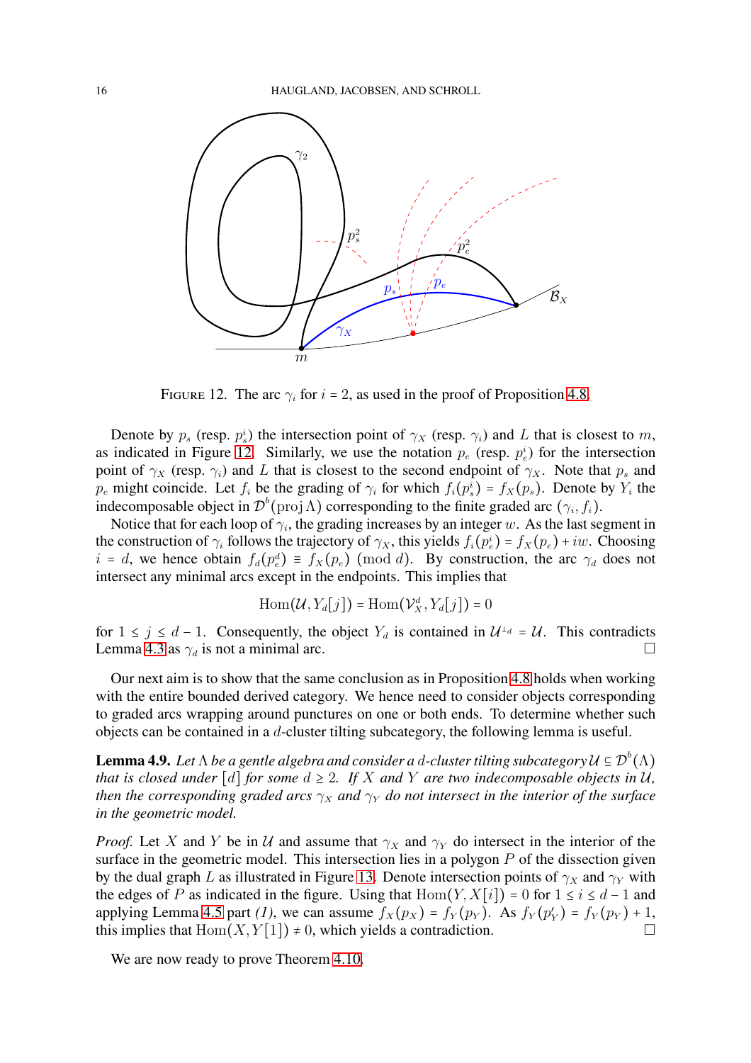FIGURE 12. The arc $\gamma_i$ for $i = 2$, as used in the proof of Proposition 4.8.

Denote by $p_s$ (resp. $p_s^i$) the intersection point of $\gamma_X$ (resp. $\gamma_i$) and $L$ that is closest to $m$, as indicated in Figure 12. Similarly, we use the notation $p_e$ (resp. $p_e^i$) for the intersection point of $\gamma_X$ (resp. $\gamma_i$) and $L$ that is closest to the second endpoint of $\gamma_X$. Note that $p_s$ and $p_e$ might coincide. Let $f_i$ be the grading of $\gamma_i$ for which $f_i(p_s^i) = f_X(p_s)$. Denote by $Y_i$ the indecomposable object in $\mathcal{D}^b(\operatorname{proj} \Lambda)$ corresponding to the finite graded arc $(\gamma_i, f_i)$.

Notice that for each loop of $\gamma_i$, the grading increases by an integer $w$. As the last segment in the construction of $\gamma_i$ follows the trajectory of $\gamma_X$, this yields $f_i(p_e^i) = f_X(p_e) + iw$. Choosing $i = d$, we hence obtain $f_d(p_e^d) \equiv f_X(p_e) \pmod d$. By construction, the arc $\gamma_d$ does not intersect any minimal arcs except in the endpoints. This implies that

$$\operatorname{Hom}(\mathcal{U}, Y_d[j]) = \operatorname{Hom}(\mathcal{V}_X^d, Y_d[j]) = 0$$

for $1 \le j \le d-1$. Consequently, the object $Y_d$ is contained in $\mathcal{U}^{\perp_d} = \mathcal{U}$. This contradicts Lemma 4.3 as $\gamma_d$ is not a minimal arc. $\square$

Our next aim is to show that the same conclusion as in Proposition 4.8 holds when working with the entire bounded derived category. We hence need to consider objects corresponding to graded arcs wrapping around punctures on one or both ends. To determine whether such objects can be contained in a $d$-cluster tilting subcategory, the following lemma is useful.

**Lemma 4.9.** *Let $\Lambda$ be a gentle algebra and consider a $d$-cluster tilting subcategory $\mathcal{U} \subseteq \mathcal{D}^b(\Lambda)$ that is closed under $[d]$ for some $d \ge 2$. If $X$ and $Y$ are two indecomposable objects in $\mathcal{U}$, then the corresponding graded arcs $\gamma_X$ and $\gamma_Y$ do not intersect in the interior of the surface in the geometric model.*

*Proof.* Let $X$ and $Y$ be in $\mathcal{U}$ and assume that $\gamma_X$ and $\gamma_Y$ do intersect in the interior of the surface in the geometric model. This intersection lies in a polygon $P$ of the dissection given by the dual graph $L$ as illustrated in Figure 13. Denote intersection points of $\gamma_X$ and $\gamma_Y$ with the edges of $P$ as indicated in the figure. Using that $\operatorname{Hom}(Y, X[i]) = 0$ for $1 \le i \le d-1$ and applying Lemma 4.5 part *(1)*, we can assume $f_X(p_X) = f_Y(p_Y)$. As $f_Y(p'_Y) = f_Y(p_Y) + 1$, this implies that $\operatorname{Hom}(X, Y[1]) \neq 0$, which yields a contradiction. $\square$

We are now ready to prove Theorem 4.10.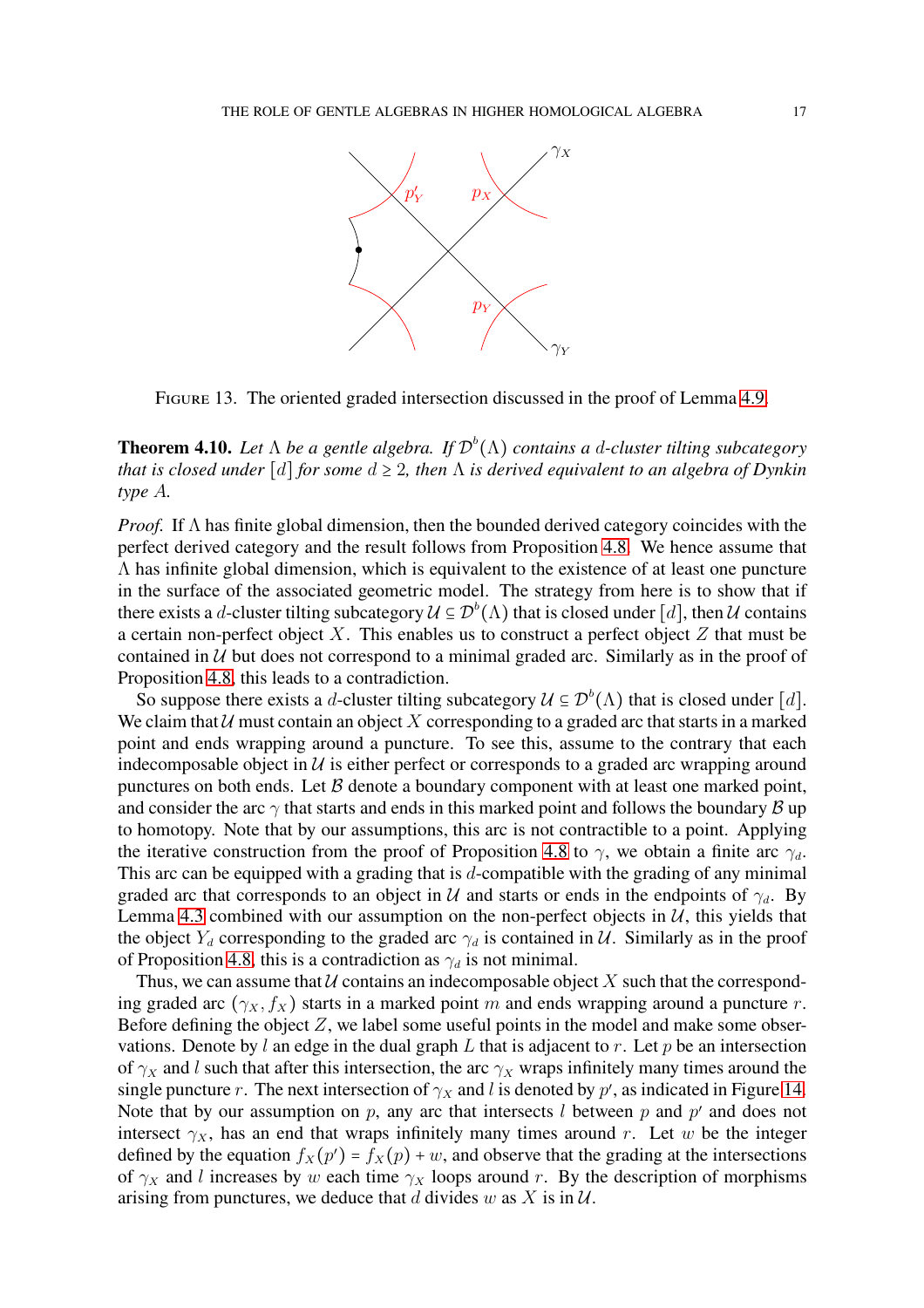FIGURE 13. The oriented graded intersection discussed in the proof of Lemma 4.9.

**Theorem 4.10.** *Let $\Lambda$ be a gentle algebra. If $\mathcal{D}^b(\Lambda)$ contains a $d$-cluster tilting subcategory that is closed under $[d]$ for some $d \geq 2$, then $\Lambda$ is derived equivalent to an algebra of Dynkin type $A$.*

*Proof.* If $\Lambda$ has finite global dimension, then the bounded derived category coincides with the perfect derived category and the result follows from Proposition 4.8. We hence assume that $\Lambda$ has infinite global dimension, which is equivalent to the existence of at least one puncture in the surface of the associated geometric model. The strategy from here is to show that if there exists a $d$-cluster tilting subcategory $\mathcal{U} \subseteq \mathcal{D}^b(\Lambda)$ that is closed under $[d]$, then $\mathcal{U}$ contains a certain non-perfect object $X$. This enables us to construct a perfect object $Z$ that must be contained in $\mathcal{U}$ but does not correspond to a minimal graded arc. Similarly as in the proof of Proposition 4.8, this leads to a contradiction.

So suppose there exists a $d$-cluster tilting subcategory $\mathcal{U} \subseteq \mathcal{D}^b(\Lambda)$ that is closed under $[d]$. We claim that $\mathcal{U}$ must contain an object $X$ corresponding to a graded arc that starts in a marked point and ends wrapping around a puncture. To see this, assume to the contrary that each indecomposable object in $\mathcal{U}$ is either perfect or corresponds to a graded arc wrapping around punctures on both ends. Let $\mathcal{B}$ denote a boundary component with at least one marked point, and consider the arc $\gamma$ that starts and ends in this marked point and follows the boundary $\mathcal{B}$ up to homotopy. Note that by our assumptions, this arc is not contractible to a point. Applying the iterative construction from the proof of Proposition 4.8 to $\gamma$, we obtain a finite arc $\gamma_d$. This arc can be equipped with a grading that is $d$-compatible with the grading of any minimal graded arc that corresponds to an object in $\mathcal{U}$ and starts or ends in the endpoints of $\gamma_d$. By Lemma 4.3 combined with our assumption on the non-perfect objects in $\mathcal{U}$, this yields that the object $Y_d$ corresponding to the graded arc $\gamma_d$ is contained in $\mathcal{U}$. Similarly as in the proof of Proposition 4.8, this is a contradiction as $\gamma_d$ is not minimal.

Thus, we can assume that $\mathcal{U}$ contains an indecomposable object $X$ such that the corresponding graded arc $(\gamma_X, f_X)$ starts in a marked point $m$ and ends wrapping around a puncture $r$. Before defining the object $Z$, we label some useful points in the model and make some observations. Denote by $l$ an edge in the dual graph $L$ that is adjacent to $r$. Let $p$ be an intersection of $\gamma_X$ and $l$ such that after this intersection, the arc $\gamma_X$ wraps infinitely many times around the single puncture $r$. The next intersection of $\gamma_X$ and $l$ is denoted by $p'$, as indicated in Figure 14. Note that by our assumption on $p$, any arc that intersects $l$ between $p$ and $p'$ and does not intersect $\gamma_X$, has an end that wraps infinitely many times around $r$. Let $w$ be the integer defined by the equation $f_X(p') = f_X(p) + w$, and observe that the grading at the intersections of $\gamma_X$ and $l$ increases by $w$ each time $\gamma_X$ loops around $r$. By the description of morphisms arising from punctures, we deduce that $d$ divides $w$ as $X$ is in $\mathcal{U}$.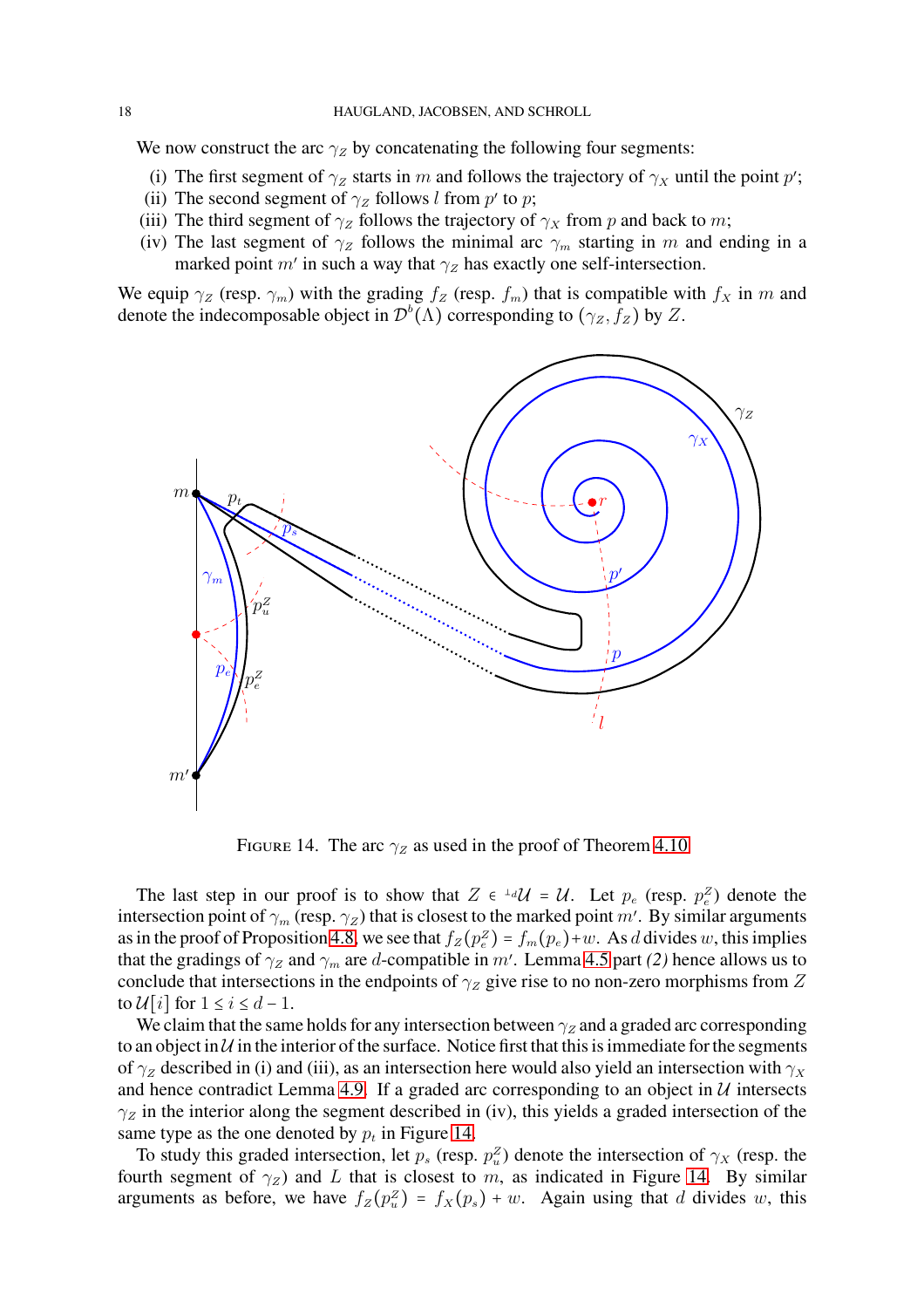We now construct the arc $\gamma_Z$ by concatenating the following four segments:

(i) The first segment of $\gamma_Z$ starts in $m$ and follows the trajectory of $\gamma_X$ until the point $p'$;
(ii) The second segment of $\gamma_Z$ follows $l$ from $p'$ to $p$;
(iii) The third segment of $\gamma_Z$ follows the trajectory of $\gamma_X$ from $p$ and back to $m$;
(iv) The last segment of $\gamma_Z$ follows the minimal arc $\gamma_m$ starting in $m$ and ending in a marked point $m'$ in such a way that $\gamma_Z$ has exactly one self-intersection.

We equip $\gamma_Z$ (resp. $\gamma_m$) with the grading $f_Z$ (resp. $f_m$) that is compatible with $f_X$ in $m$ and denote the indecomposable object in $\mathcal{D}^b(\Lambda)$ corresponding to $(\gamma_Z, f_Z)$ by $Z$.

FIGURE 14. The arc $\gamma_Z$ as used in the proof of Theorem 4.10

The last step in our proof is to show that $Z \in {}^{\perp_d}\mathcal{U} = \mathcal{U}$. Let $p_e$ (resp. $p_e^Z$) denote the intersection point of $\gamma_m$ (resp. $\gamma_Z$) that is closest to the marked point $m'$. By similar arguments as in the proof of Proposition 4.8, we see that $f_Z(p_e^Z) = f_m(p_e) + w$. As $d$ divides $w$, this implies that the gradings of $\gamma_Z$ and $\gamma_m$ are $d$-compatible in $m'$. Lemma 4.5 part *(2)* hence allows us to conclude that intersections in the endpoints of $\gamma_Z$ give rise to no non-zero morphisms from $Z$ to $\mathcal{U}[i]$ for $1 \le i \le d-1$.

We claim that the same holds for any intersection between $\gamma_Z$ and a graded arc corresponding to an object in $\mathcal{U}$ in the interior of the surface. Notice first that this is immediate for the segments of $\gamma_Z$ described in (i) and (iii), as an intersection here would also yield an intersection with $\gamma_X$ and hence contradict Lemma 4.9. If a graded arc corresponding to an object in $\mathcal{U}$ intersects $\gamma_Z$ in the interior along the segment described in (iv), this yields a graded intersection of the same type as the one denoted by $p_t$ in Figure 14.

To study this graded intersection, let $p_s$ (resp. $p_u^Z$) denote the intersection of $\gamma_X$ (resp. the fourth segment of $\gamma_Z$) and $L$ that is closest to $m$, as indicated in Figure 14. By similar arguments as before, we have $f_Z(p_u^Z) = f_X(p_s) + w$. Again using that $d$ divides $w$, this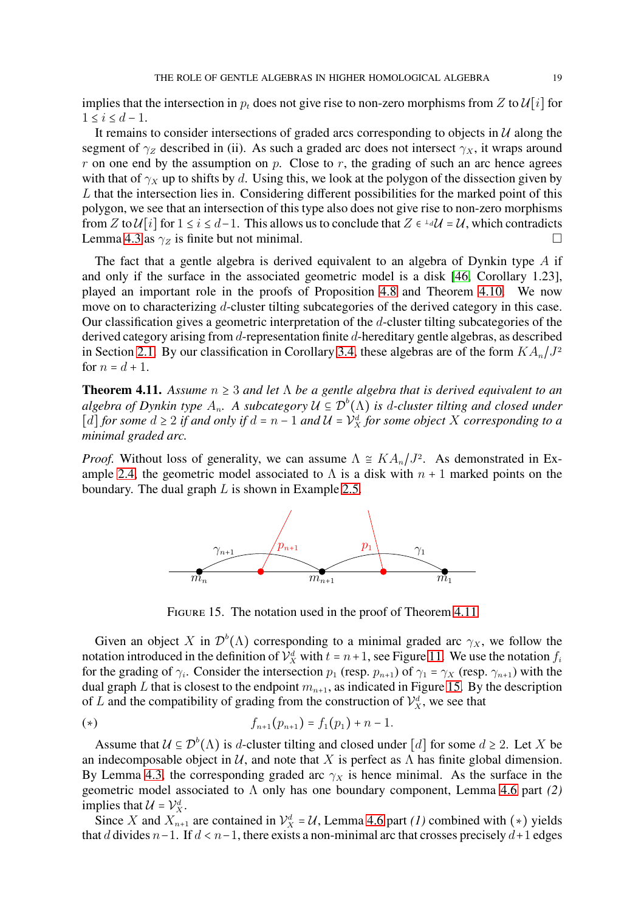implies that the intersection in $p_t$ does not give rise to non-zero morphisms from $Z$ to $\mathcal{U}[i]$ for $1 \leq i \leq d-1$.

It remains to consider intersections of graded arcs corresponding to objects in $\mathcal{U}$ along the segment of $\gamma_Z$ described in (ii). As such a graded arc does not intersect $\gamma_X$, it wraps around $r$ on one end by the assumption on $p$. Close to $r$, the grading of such an arc hence agrees with that of $\gamma_X$ up to shifts by $d$. Using this, we look at the polygon of the dissection given by $L$ that the intersection lies in. Considering different possibilities for the marked point of this polygon, we see that an intersection of this type also does not give rise to non-zero morphisms from $Z$ to $\mathcal{U}[i]$ for $1 \leq i \leq d-1$. This allows us to conclude that $Z \in {}^{\perp_d}\mathcal{U} = \mathcal{U}$, which contradicts Lemma 4.3 as $\gamma_Z$ is finite but not minimal. □

The fact that a gentle algebra is derived equivalent to an algebra of Dynkin type $A$ if and only if the surface in the associated geometric model is a disk [46, Corollary 1.23], played an important role in the proofs of Proposition 4.8 and Theorem 4.10. We now move on to characterizing $d$-cluster tilting subcategories of the derived category in this case. Our classification gives a geometric interpretation of the $d$-cluster tilting subcategories of the derived category arising from $d$-representation finite $d$-hereditary gentle algebras, as described in Section 2.1. By our classification in Corollary 3.4, these algebras are of the form $KA_n/J^2$ for $n = d+1$.

**Theorem 4.11.** *Assume $n \geq 3$ and let $\Lambda$ be a gentle algebra that is derived equivalent to an algebra of Dynkin type $A_n$. A subcategory $\mathcal{U} \subseteq \mathcal{D}^b(\Lambda)$ is $d$-cluster tilting and closed under $[d]$ for some $d \geq 2$ if and only if $d = n-1$ and $\mathcal{U} = \mathcal{V}_X^d$ for some object $X$ corresponding to a minimal graded arc.*

*Proof.* Without loss of generality, we can assume $\Lambda \cong KA_n/J^2$. As demonstrated in Example 2.4, the geometric model associated to $\Lambda$ is a disk with $n+1$ marked points on the boundary. The dual graph $L$ is shown in Example 2.5.

FIGURE 15. The notation used in the proof of Theorem 4.11

Given an object $X$ in $\mathcal{D}^b(\Lambda)$ corresponding to a minimal graded arc $\gamma_X$, we follow the notation introduced in the definition of $\mathcal{V}_X^d$ with $t = n+1$, see Figure 11. We use the notation $f_i$ for the grading of $\gamma_i$. Consider the intersection $p_1$ (resp. $p_{n+1}$) of $\gamma_1 = \gamma_X$ (resp. $\gamma_{n+1}$) with the dual graph $L$ that is closest to the endpoint $m_{n+1}$, as indicated in Figure 15. By the description of $L$ and the compatibility of grading from the construction of $\mathcal{V}_X^d$, we see that

$$(*) \qquad f_{n+1}(p_{n+1}) = f_1(p_1) + n - 1.$$

Assume that $\mathcal{U} \subseteq \mathcal{D}^b(\Lambda)$ is $d$-cluster tilting and closed under $[d]$ for some $d \geq 2$. Let $X$ be an indecomposable object in $\mathcal{U}$, and note that $X$ is perfect as $\Lambda$ has finite global dimension. By Lemma 4.3, the corresponding graded arc $\gamma_X$ is hence minimal. As the surface in the geometric model associated to $\Lambda$ only has one boundary component, Lemma 4.6 part *(2)* implies that $\mathcal{U} = \mathcal{V}_X^d$.

Since $X$ and $X_{n+1}$ are contained in $\mathcal{V}_X^d = \mathcal{U}$, Lemma 4.6 part *(1)* combined with $(*)$ yields that $d$ divides $n-1$. If $d < n-1$, there exists a non-minimal arc that crosses precisely $d+1$ edges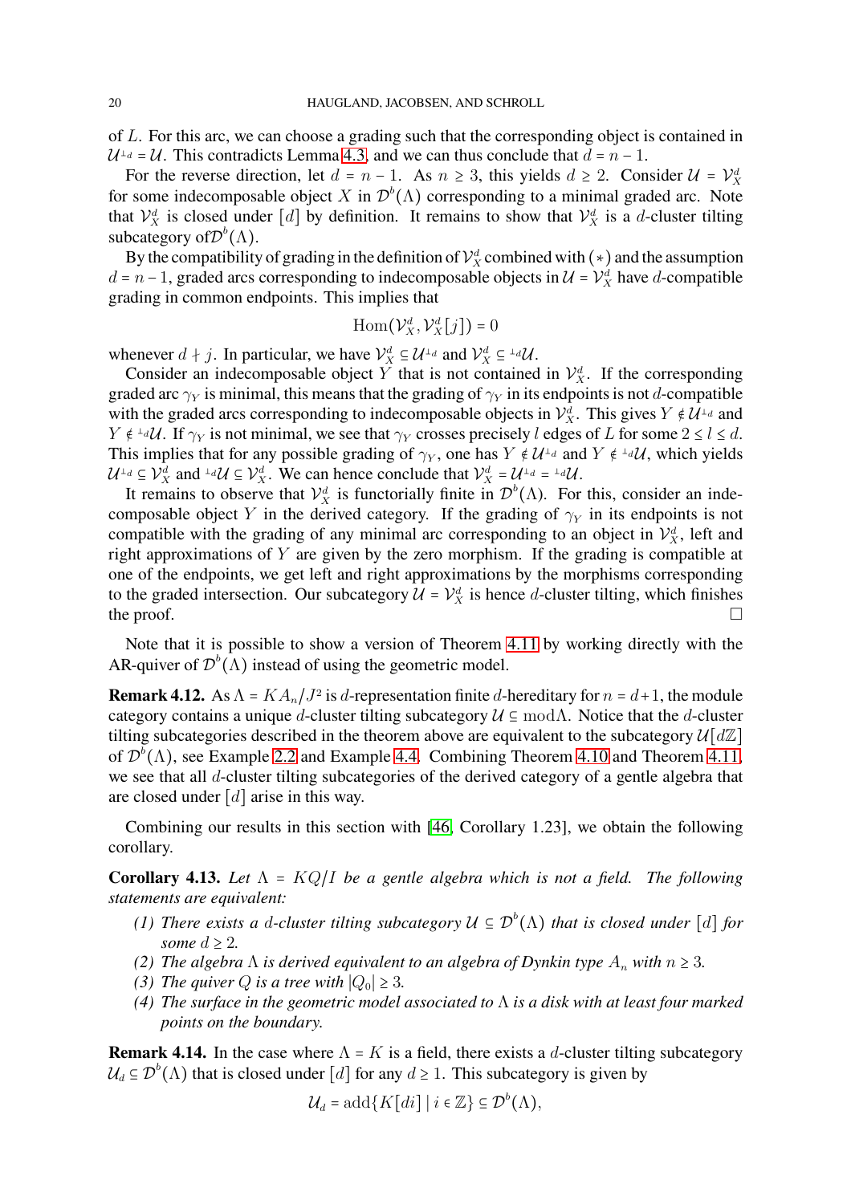of $L$. For this arc, we can choose a grading such that the corresponding object is contained in $\mathcal{U}^{\perp_d} = \mathcal{U}$. This contradicts Lemma 4.3, and we can thus conclude that $d = n-1$.

For the reverse direction, let $d = n-1$. As $n \geq 3$, this yields $d \geq 2$. Consider $\mathcal{U} = \mathcal{V}_X^d$ for some indecomposable object $X$ in $\mathcal{D}^b(\Lambda)$ corresponding to a minimal graded arc. Note that $\mathcal{V}_X^d$ is closed under $[d]$ by definition. It remains to show that $\mathcal{V}_X^d$ is a $d$-cluster tilting subcategory of$\mathcal{D}^b(\Lambda)$.

By the compatibility of grading in the definition of $\mathcal{V}_X^d$ combined with $(*)$ and the assumption $d = n-1$, graded arcs corresponding to indecomposable objects in $\mathcal{U} = \mathcal{V}_X^d$ have $d$-compatible grading in common endpoints. This implies that

$$\operatorname{Hom}(\mathcal{V}_X^d, \mathcal{V}_X^d[j]) = 0$$

whenever $d \nmid j$. In particular, we have $\mathcal{V}_X^d \subseteq \mathcal{U}^{\perp_d}$ and $\mathcal{V}_X^d \subseteq {}^{\perp_d}\mathcal{U}$.

Consider an indecomposable object $Y$ that is not contained in $\mathcal{V}_X^d$. If the corresponding graded arc $\gamma_Y$ is minimal, this means that the grading of $\gamma_Y$ in its endpoints is not $d$-compatible with the graded arcs corresponding to indecomposable objects in $\mathcal{V}_X^d$. This gives $Y \notin \mathcal{U}^{\perp_d}$ and $Y \notin {}^{\perp_d}\mathcal{U}$. If $\gamma_Y$ is not minimal, we see that $\gamma_Y$ crosses precisely $l$ edges of $L$ for some $2 \leq l \leq d$. This implies that for any possible grading of $\gamma_Y$, one has $Y \notin \mathcal{U}^{\perp_d}$ and $Y \notin {}^{\perp_d}\mathcal{U}$, which yields $\mathcal{U}^{\perp_d} \subseteq \mathcal{V}_X^d$ and ${}^{\perp_d}\mathcal{U} \subseteq \mathcal{V}_X^d$. We can hence conclude that $\mathcal{V}_X^d = \mathcal{U}^{\perp_d} = {}^{\perp_d}\mathcal{U}$.

It remains to observe that $\mathcal{V}_X^d$ is functorially finite in $\mathcal{D}^b(\Lambda)$. For this, consider an indecomposable object $Y$ in the derived category. If the grading of $\gamma_Y$ in its endpoints is not compatible with the grading of any minimal arc corresponding to an object in $\mathcal{V}_X^d$, left and right approximations of $Y$ are given by the zero morphism. If the grading is compatible at one of the endpoints, we get left and right approximations by the morphisms corresponding to the graded intersection. Our subcategory $\mathcal{U} = \mathcal{V}_X^d$ is hence $d$-cluster tilting, which finishes the proof. □

Note that it is possible to show a version of Theorem 4.11 by working directly with the AR-quiver of $\mathcal{D}^b(\Lambda)$ instead of using the geometric model.

**Remark 4.12.** As $\Lambda = KA_n/J^2$ is $d$-representation finite $d$-hereditary for $n = d+1$, the module category contains a unique $d$-cluster tilting subcategory $\mathcal{U} \subseteq \operatorname{mod}\Lambda$. Notice that the $d$-cluster tilting subcategories described in the theorem above are equivalent to the subcategory $\mathcal{U}[d\mathbb{Z}]$ of $\mathcal{D}^b(\Lambda)$, see Example 2.2 and Example 4.4. Combining Theorem 4.10 and Theorem 4.11, we see that all $d$-cluster tilting subcategories of the derived category of a gentle algebra that are closed under $[d]$ arise in this way.

Combining our results in this section with [46, Corollary 1.23], we obtain the following corollary.

**Corollary 4.13.** *Let $\Lambda = KQ/I$ be a gentle algebra which is not a field. The following statements are equivalent:*

1. *There exists a $d$-cluster tilting subcategory $\mathcal{U} \subseteq \mathcal{D}^b(\Lambda)$ that is closed under $[d]$ for some $d \geq 2$.*
2. *The algebra $\Lambda$ is derived equivalent to an algebra of Dynkin type $A_n$ with $n \geq 3$.*
3. *The quiver $Q$ is a tree with $|Q_0| \geq 3$.*
4. *The surface in the geometric model associated to $\Lambda$ is a disk with at least four marked points on the boundary.*

**Remark 4.14.** In the case where $\Lambda = K$ is a field, there exists a $d$-cluster tilting subcategory $\mathcal{U}_d \subseteq \mathcal{D}^b(\Lambda)$ that is closed under $[d]$ for any $d \geq 1$. This subcategory is given by

$$\mathcal{U}_d = \operatorname{add}\{K[di] \mid i \in \mathbb{Z}\} \subseteq \mathcal{D}^b(\Lambda),$$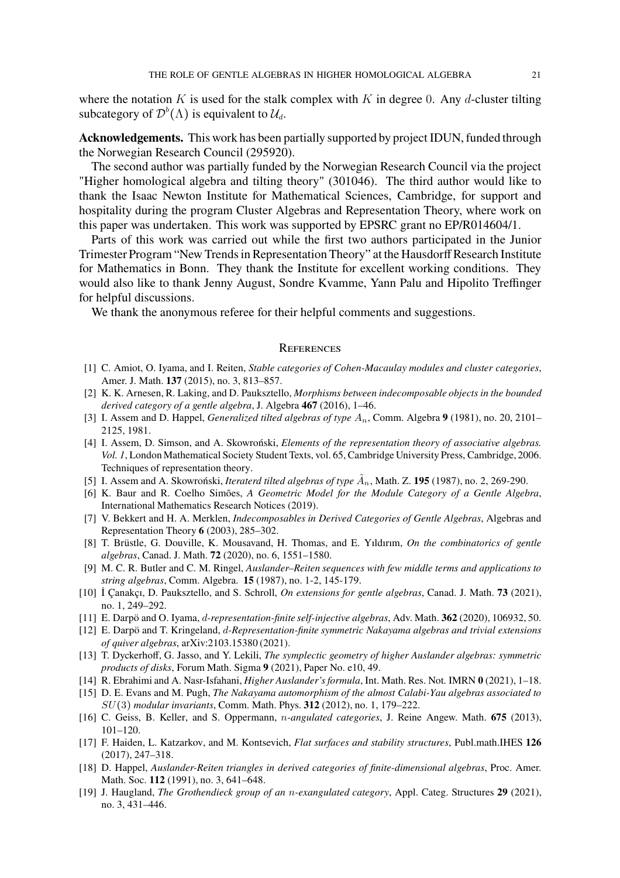where the notation $K$ is used for the stalk complex with $K$ in degree $0$. Any $d$-cluster tilting subcategory of $\mathcal{D}^b(\Lambda)$ is equivalent to $\mathcal{U}_d$.

**Acknowledgements.** This work has been partially supported by project IDUN, funded through the Norwegian Research Council (295920).

The second author was partially funded by the Norwegian Research Council via the project "Higher homological algebra and tilting theory" (301046). The third author would like to thank the Isaac Newton Institute for Mathematical Sciences, Cambridge, for support and hospitality during the program Cluster Algebras and Representation Theory, where work on this paper was undertaken. This work was supported by EPSRC grant no EP/R014604/1.

Parts of this work was carried out while the first two authors participated in the Junior Trimester Program "New Trends in Representation Theory" at the Hausdorff Research Institute for Mathematics in Bonn. They thank the Institute for excellent working conditions. They would also like to thank Jenny August, Sondre Kvamme, Yann Palu and Hipolito Treffinger for helpful discussions.

We thank the anonymous referee for their helpful comments and suggestions.

## References

[1] C. Amiot, O. Iyama, and I. Reiten, *Stable categories of Cohen-Macaulay modules and cluster categories*, Amer. J. Math. **137** (2015), no. 3, 813–857.

[2] K. K. Arnesen, R. Laking, and D. Pauksztello, *Morphisms between indecomposable objects in the bounded derived category of a gentle algebra*, J. Algebra **467** (2016), 1–46.

[3] I. Assem and D. Happel, *Generalized tilted algebras of type $A_n$*, Comm. Algebra **9** (1981), no. 20, 2101–2125, 1981.

[4] I. Assem, D. Simson, and A. Skowroński, *Elements of the representation theory of associative algebras. Vol. 1*, London Mathematical Society Student Texts, vol. 65, Cambridge University Press, Cambridge, 2006. Techniques of representation theory.

[5] I. Assem and A. Skowroński, *Iteraterd tilted algebras of type $\tilde{A}_n$*, Math. Z. **195** (1987), no. 2, 269-290.

[6] K. Baur and R. Coelho Simões, *A Geometric Model for the Module Category of a Gentle Algebra*, International Mathematics Research Notices (2019).

[7] V. Bekkert and H. A. Merklen, *Indecomposables in Derived Categories of Gentle Algebras*, Algebras and Representation Theory **6** (2003), 285–302.

[8] T. Brüstle, G. Douville, K. Mousavand, H. Thomas, and E. Yıldırım, *On the combinatorics of gentle algebras*, Canad. J. Math. **72** (2020), no. 6, 1551–1580.

[9] M. C. R. Butler and C. M. Ringel, *Auslander–Reiten sequences with few middle terms and applications to string algebras*, Comm. Algebra. **15** (1987), no. 1-2, 145-179.

[10] İ Çanakçı, D. Pauksztello, and S. Schroll, *On extensions for gentle algebras*, Canad. J. Math. **73** (2021), no. 1, 249–292.

[11] E. Darpö and O. Iyama, *$d$-representation-finite self-injective algebras*, Adv. Math. **362** (2020), 106932, 50.

[12] E. Darpö and T. Kringeland, *$d$-Representation-finite symmetric Nakayama algebras and trivial extensions of quiver algebras*, arXiv:2103.15380 (2021).

[13] T. Dyckerhoff, G. Jasso, and Y. Lekili, *The symplectic geometry of higher Auslander algebras: symmetric products of disks*, Forum Math. Sigma **9** (2021), Paper No. e10, 49.

[14] R. Ebrahimi and A. Nasr-Isfahani, *Higher Auslander's formula*, Int. Math. Res. Not. IMRN **0** (2021), 1–18.

[15] D. E. Evans and M. Pugh, *The Nakayama automorphism of the almost Calabi-Yau algebras associated to $SU(3)$ modular invariants*, Comm. Math. Phys. **312** (2012), no. 1, 179–222.

[16] C. Geiss, B. Keller, and S. Oppermann, *$n$-angulated categories*, J. Reine Angew. Math. **675** (2013), 101–120.

[17] F. Haiden, L. Katzarkov, and M. Kontsevich, *Flat surfaces and stability structures*, Publ.math.IHES **126** (2017), 247–318.

[18] D. Happel, *Auslander-Reiten triangles in derived categories of finite-dimensional algebras*, Proc. Amer. Math. Soc. **112** (1991), no. 3, 641–648.

[19] J. Haugland, *The Grothendieck group of an $n$-exangulated category*, Appl. Categ. Structures **29** (2021), no. 3, 431–446.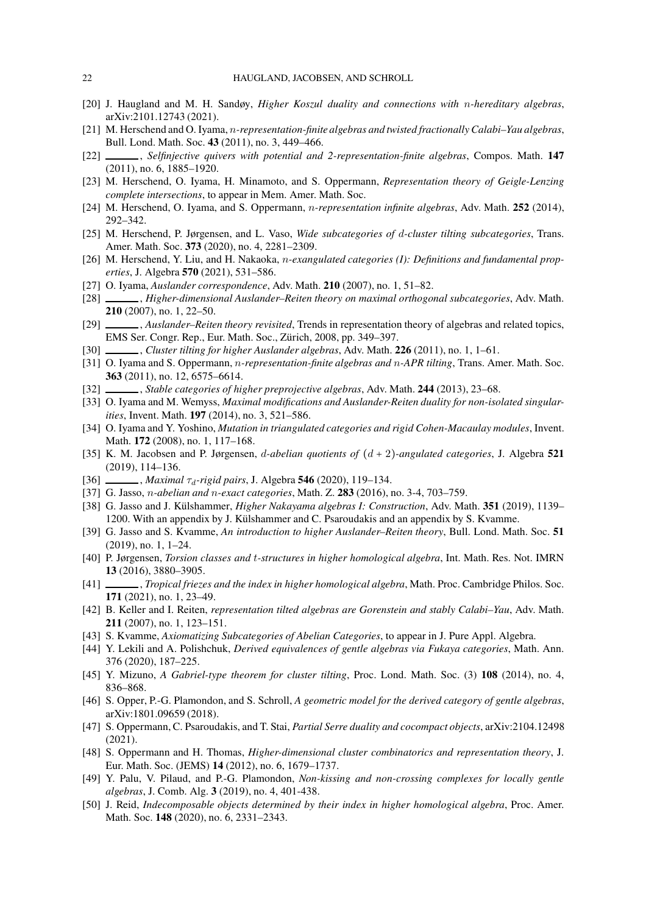[20] J. Haugland and M. H. Sandøy, *Higher Koszul duality and connections with $n$-hereditary algebras*, arXiv:2101.12743 (2021).

[21] M. Herschend and O. Iyama, *$n$-representation-finite algebras and twisted fractionally Calabi–Yau algebras*, Bull. Lond. Math. Soc. **43** (2011), no. 3, 449–466.

[22] ______, *Selfinjective quivers with potential and 2-representation-finite algebras*, Compos. Math. **147** (2011), no. 6, 1885–1920.

[23] M. Herschend, O. Iyama, H. Minamoto, and S. Oppermann, *Representation theory of Geigle-Lenzing complete intersections*, to appear in Mem. Amer. Math. Soc.

[24] M. Herschend, O. Iyama, and S. Oppermann, *$n$-representation infinite algebras*, Adv. Math. **252** (2014), 292–342.

[25] M. Herschend, P. Jørgensen, and L. Vaso, *Wide subcategories of $d$-cluster tilting subcategories*, Trans. Amer. Math. Soc. **373** (2020), no. 4, 2281–2309.

[26] M. Herschend, Y. Liu, and H. Nakaoka, *$n$-exangulated categories (I): Definitions and fundamental properties*, J. Algebra **570** (2021), 531–586.

[27] O. Iyama, *Auslander correspondence*, Adv. Math. **210** (2007), no. 1, 51–82.

[28] ______, *Higher-dimensional Auslander–Reiten theory on maximal orthogonal subcategories*, Adv. Math. **210** (2007), no. 1, 22–50.

[29] ______, *Auslander–Reiten theory revisited*, Trends in representation theory of algebras and related topics, EMS Ser. Congr. Rep., Eur. Math. Soc., Zürich, 2008, pp. 349–397.

[30] ______, *Cluster tilting for higher Auslander algebras*, Adv. Math. **226** (2011), no. 1, 1–61.

[31] O. Iyama and S. Oppermann, *$n$-representation-finite algebras and $n$-APR tilting*, Trans. Amer. Math. Soc. **363** (2011), no. 12, 6575–6614.

[32] ______, *Stable categories of higher preprojective algebras*, Adv. Math. **244** (2013), 23–68.

[33] O. Iyama and M. Wemyss, *Maximal modifications and Auslander-Reiten duality for non-isolated singularities*, Invent. Math. **197** (2014), no. 3, 521–586.

[34] O. Iyama and Y. Yoshino, *Mutation in triangulated categories and rigid Cohen-Macaulay modules*, Invent. Math. **172** (2008), no. 1, 117–168.

[35] K. M. Jacobsen and P. Jørgensen, *$d$-abelian quotients of $(d+2)$-angulated categories*, J. Algebra **521** (2019), 114–136.

[36] ______, *Maximal $\tau_d$-rigid pairs*, J. Algebra **546** (2020), 119–134.

[37] G. Jasso, *$n$-abelian and $n$-exact categories*, Math. Z. **283** (2016), no. 3-4, 703–759.

[38] G. Jasso and J. Külshammer, *Higher Nakayama algebras I: Construction*, Adv. Math. **351** (2019), 1139–1200. With an appendix by J. Külshammer and C. Psaroudakis and an appendix by S. Kvamme.

[39] G. Jasso and S. Kvamme, *An introduction to higher Auslander–Reiten theory*, Bull. Lond. Math. Soc. **51** (2019), no. 1, 1–24.

[40] P. Jørgensen, *Torsion classes and $t$-structures in higher homological algebra*, Int. Math. Res. Not. IMRN **13** (2016), 3880–3905.

[41] ______, *Tropical friezes and the index in higher homological algebra*, Math. Proc. Cambridge Philos. Soc. **171** (2021), no. 1, 23–49.

[42] B. Keller and I. Reiten, *representation tilted algebras are Gorenstein and stably Calabi–Yau*, Adv. Math. **211** (2007), no. 1, 123–151.

[43] S. Kvamme, *Axiomatizing Subcategories of Abelian Categories*, to appear in J. Pure Appl. Algebra.

[44] Y. Lekili and A. Polishchuk, *Derived equivalences of gentle algebras via Fukaya categories*, Math. Ann. 376 (2020), 187–225.

[45] Y. Mizuno, *A Gabriel-type theorem for cluster tilting*, Proc. Lond. Math. Soc. (3) **108** (2014), no. 4, 836–868.

[46] S. Opper, P.-G. Plamondon, and S. Schroll, *A geometric model for the derived category of gentle algebras*, arXiv:1801.09659 (2018).

[47] S. Oppermann, C. Psaroudakis, and T. Stai, *Partial Serre duality and cocompact objects*, arXiv:2104.12498 (2021).

[48] S. Oppermann and H. Thomas, *Higher-dimensional cluster combinatorics and representation theory*, J. Eur. Math. Soc. (JEMS) **14** (2012), no. 6, 1679–1737.

[49] Y. Palu, V. Pilaud, and P.-G. Plamondon, *Non-kissing and non-crossing complexes for locally gentle algebras*, J. Comb. Alg. **3** (2019), no. 4, 401-438.

[50] J. Reid, *Indecomposable objects determined by their index in higher homological algebra*, Proc. Amer. Math. Soc. **148** (2020), no. 6, 2331–2343.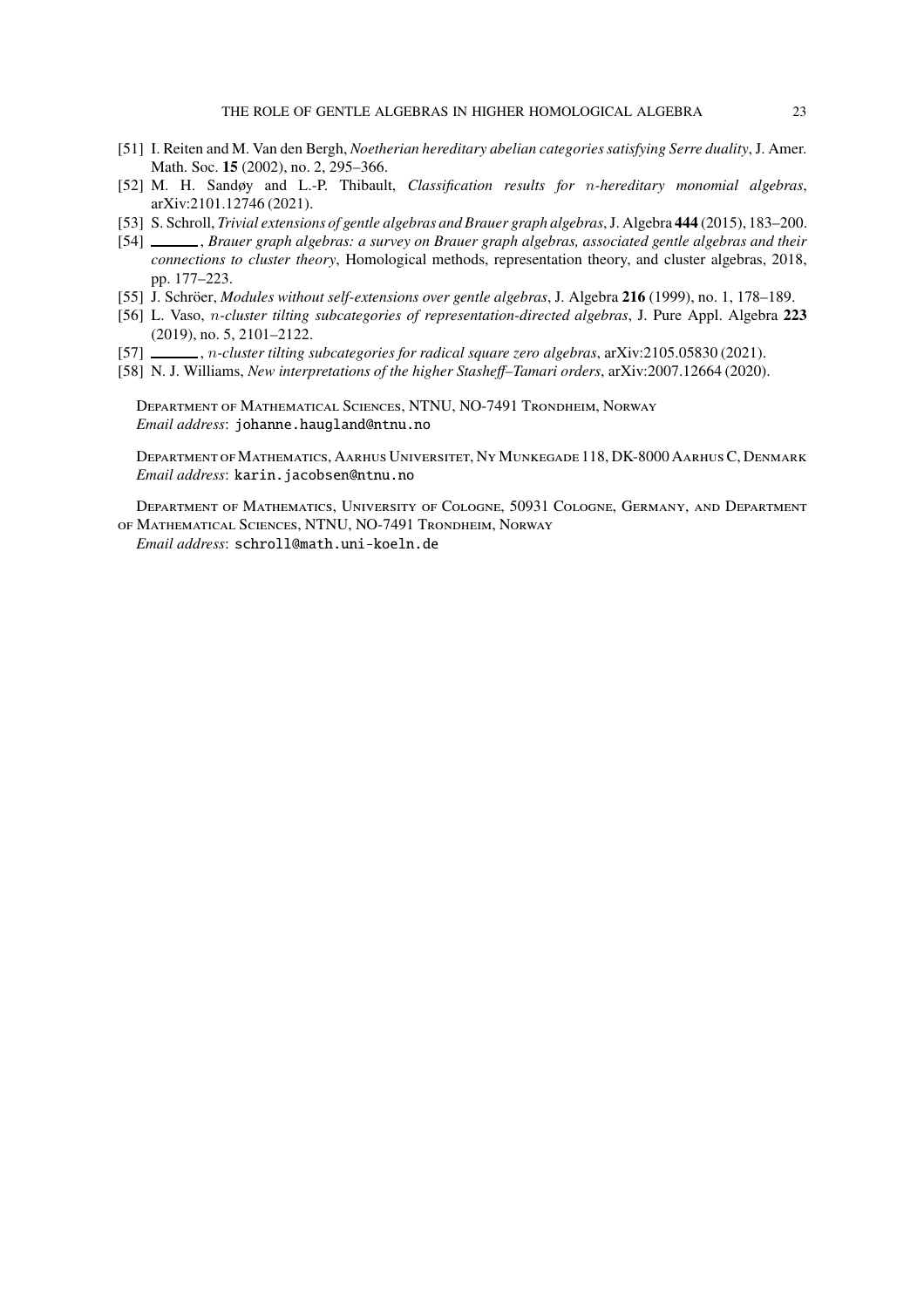[51] I. Reiten and M. Van den Bergh, *Noetherian hereditary abelian categories satisfying Serre duality*, J. Amer. Math. Soc. **15** (2002), no. 2, 295–366.

[52] M. H. Sandøy and L.-P. Thibault, *Classification results for $n$-hereditary monomial algebras*, arXiv:2101.12746 (2021).

[53] S. Schroll, *Trivial extensions of gentle algebras and Brauer graph algebras*, J. Algebra **444** (2015), 183–200.

[54] ______, *Brauer graph algebras: a survey on Brauer graph algebras, associated gentle algebras and their connections to cluster theory*, Homological methods, representation theory, and cluster algebras, 2018, pp. 177–223.

[55] J. Schröer, *Modules without self-extensions over gentle algebras*, J. Algebra **216** (1999), no. 1, 178–189.

[56] L. Vaso, *$n$-cluster tilting subcategories of representation-directed algebras*, J. Pure Appl. Algebra **223** (2019), no. 5, 2101–2122.

[57] ______, *$n$-cluster tilting subcategories for radical square zero algebras*, arXiv:2105.05830 (2021).

[58] N. J. Williams, *New interpretations of the higher Stasheff–Tamari orders*, arXiv:2007.12664 (2020).

Department of Mathematical Sciences, NTNU, NO-7491 Trondheim, Norway
*Email address*: johanne.haugland@ntnu.no

Department of Mathematics, Aarhus Universitet, Ny Munkegade 118, DK-8000 Aarhus C, Denmark
*Email address*: karin.jacobsen@ntnu.no

Department of Mathematics, University of Cologne, 50931 Cologne, Germany, and Department of Mathematical Sciences, NTNU, NO-7491 Trondheim, Norway
*Email address*: schroll@math.uni-koeln.de